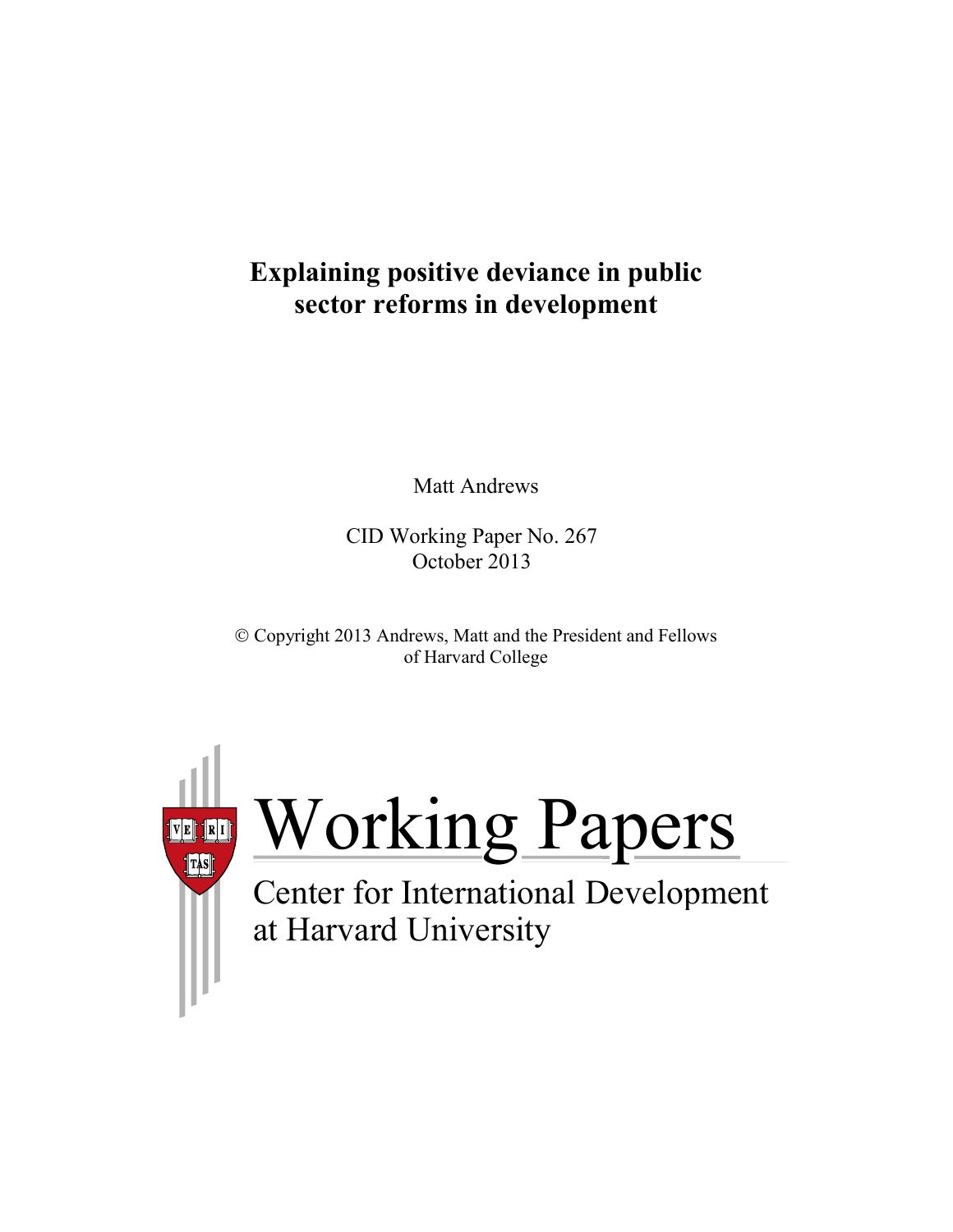# Explaining positive deviance in public sector reforms in development

Matt Andrews

CID Working Paper No. 267
October 2013

© Copyright 2013 Andrews, Matt and the President and Fellows of Harvard College

Working Papers

Center for International Development at Harvard University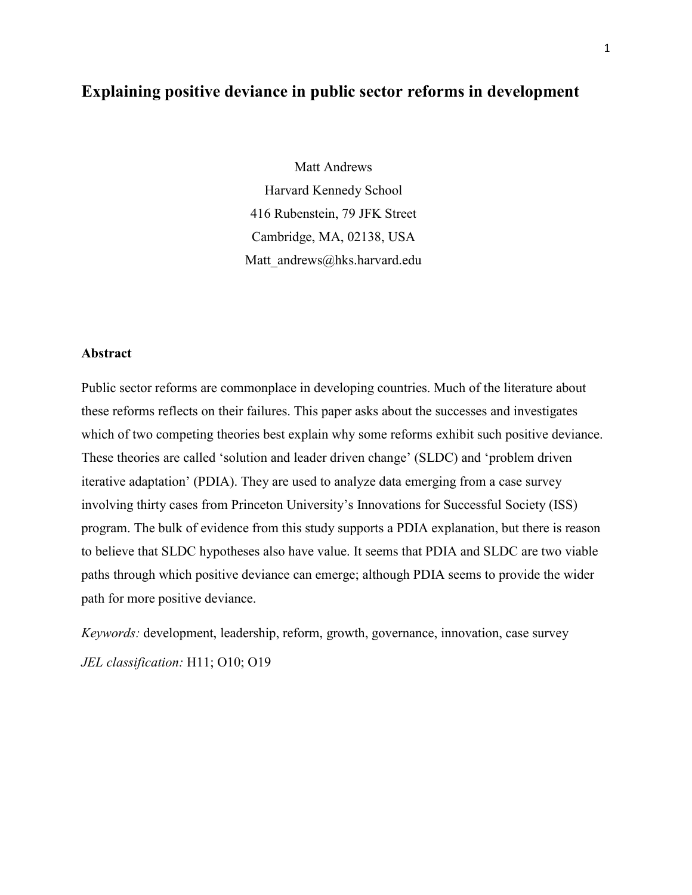# Explaining positive deviance in public sector reforms in development

Matt Andrews
Harvard Kennedy School
416 Rubenstein, 79 JFK Street
Cambridge, MA, 02138, USA
Matt_andrews@hks.harvard.edu

## Abstract

Public sector reforms are commonplace in developing countries. Much of the literature about these reforms reflects on their failures. This paper asks about the successes and investigates which of two competing theories best explain why some reforms exhibit such positive deviance. These theories are called 'solution and leader driven change' (SLDC) and 'problem driven iterative adaptation' (PDIA). They are used to analyze data emerging from a case survey involving thirty cases from Princeton University's Innovations for Successful Society (ISS) program. The bulk of evidence from this study supports a PDIA explanation, but there is reason to believe that SLDC hypotheses also have value. It seems that PDIA and SLDC are two viable paths through which positive deviance can emerge; although PDIA seems to provide the wider path for more positive deviance.

*Keywords:* development, leadership, reform, growth, governance, innovation, case survey

*JEL classification:* H11; O10; O19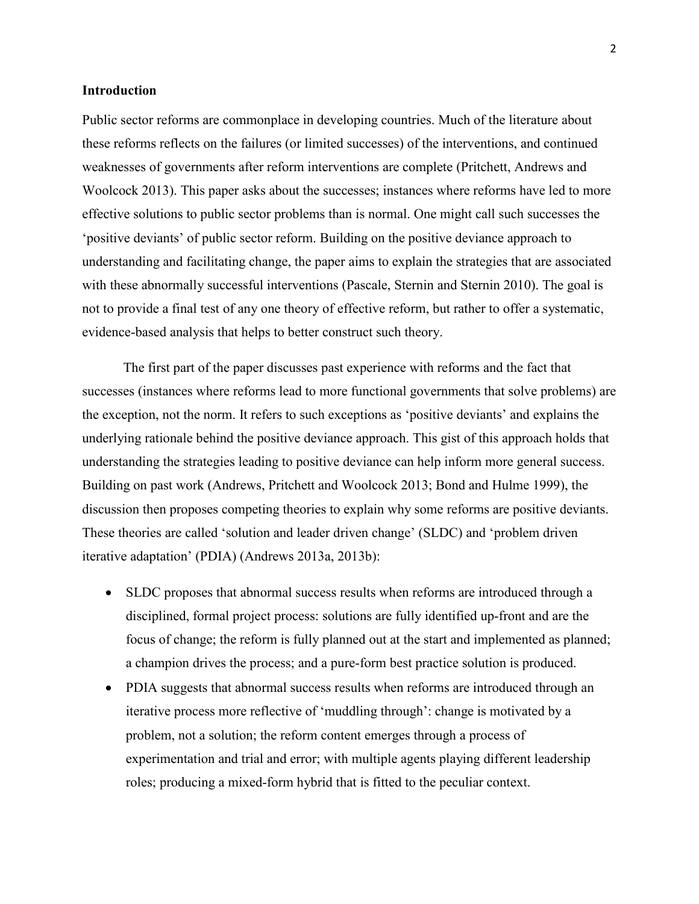## Introduction

Public sector reforms are commonplace in developing countries. Much of the literature about these reforms reflects on the failures (or limited successes) of the interventions, and continued weaknesses of governments after reform interventions are complete (Pritchett, Andrews and Woolcock 2013). This paper asks about the successes; instances where reforms have led to more effective solutions to public sector problems than is normal. One might call such successes the 'positive deviants' of public sector reform. Building on the positive deviance approach to understanding and facilitating change, the paper aims to explain the strategies that are associated with these abnormally successful interventions (Pascale, Sternin and Sternin 2010). The goal is not to provide a final test of any one theory of effective reform, but rather to offer a systematic, evidence-based analysis that helps to better construct such theory.

The first part of the paper discusses past experience with reforms and the fact that successes (instances where reforms lead to more functional governments that solve problems) are the exception, not the norm. It refers to such exceptions as 'positive deviants' and explains the underlying rationale behind the positive deviance approach. This gist of this approach holds that understanding the strategies leading to positive deviance can help inform more general success. Building on past work (Andrews, Pritchett and Woolcock 2013; Bond and Hulme 1999), the discussion then proposes competing theories to explain why some reforms are positive deviants. These theories are called 'solution and leader driven change' (SLDC) and 'problem driven iterative adaptation' (PDIA) (Andrews 2013a, 2013b):

- SLDC proposes that abnormal success results when reforms are introduced through a disciplined, formal project process: solutions are fully identified up-front and are the focus of change; the reform is fully planned out at the start and implemented as planned; a champion drives the process; and a pure-form best practice solution is produced.
- PDIA suggests that abnormal success results when reforms are introduced through an iterative process more reflective of 'muddling through': change is motivated by a problem, not a solution; the reform content emerges through a process of experimentation and trial and error; with multiple agents playing different leadership roles; producing a mixed-form hybrid that is fitted to the peculiar context.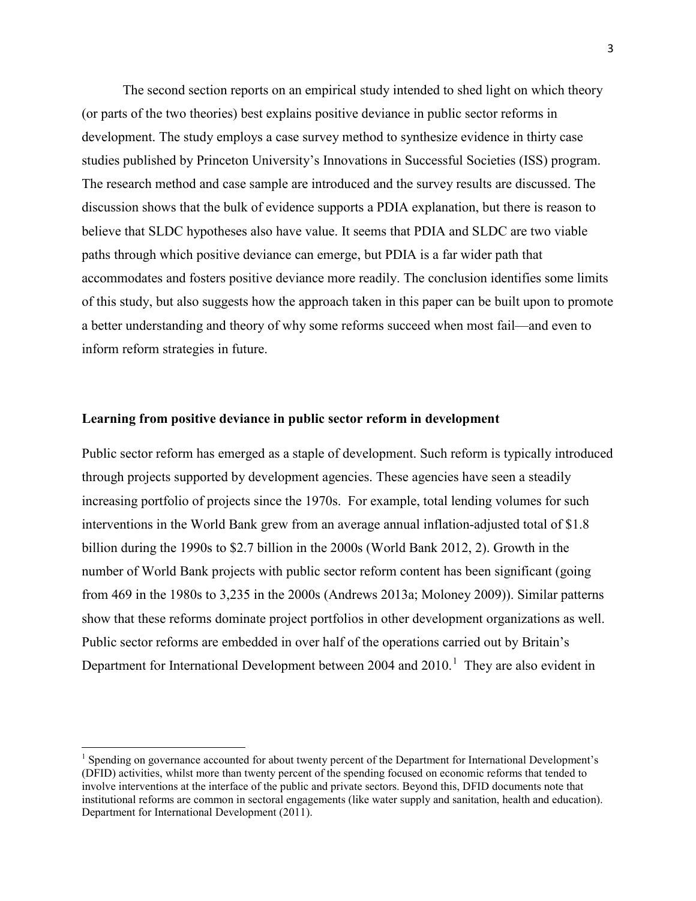The second section reports on an empirical study intended to shed light on which theory (or parts of the two theories) best explains positive deviance in public sector reforms in development. The study employs a case survey method to synthesize evidence in thirty case studies published by Princeton University's Innovations in Successful Societies (ISS) program. The research method and case sample are introduced and the survey results are discussed. The discussion shows that the bulk of evidence supports a PDIA explanation, but there is reason to believe that SLDC hypotheses also have value. It seems that PDIA and SLDC are two viable paths through which positive deviance can emerge, but PDIA is a far wider path that accommodates and fosters positive deviance more readily. The conclusion identifies some limits of this study, but also suggests how the approach taken in this paper can be built upon to promote a better understanding and theory of why some reforms succeed when most fail—and even to inform reform strategies in future.

**Learning from positive deviance in public sector reform in development**

Public sector reform has emerged as a staple of development. Such reform is typically introduced through projects supported by development agencies. These agencies have seen a steadily increasing portfolio of projects since the 1970s. For example, total lending volumes for such interventions in the World Bank grew from an average annual inflation-adjusted total of $1.8 billion during the 1990s to $2.7 billion in the 2000s (World Bank 2012, 2). Growth in the number of World Bank projects with public sector reform content has been significant (going from 469 in the 1980s to 3,235 in the 2000s (Andrews 2013a; Moloney 2009)). Similar patterns show that these reforms dominate project portfolios in other development organizations as well. Public sector reforms are embedded in over half of the operations carried out by Britain's Department for International Development between 2004 and 2010.[1] They are also evident in

[1] Spending on governance accounted for about twenty percent of the Department for International Development's (DFID) activities, whilst more than twenty percent of the spending focused on economic reforms that tended to involve interventions at the interface of the public and private sectors. Beyond this, DFID documents note that institutional reforms are common in sectoral engagements (like water supply and sanitation, health and education). Department for International Development (2011).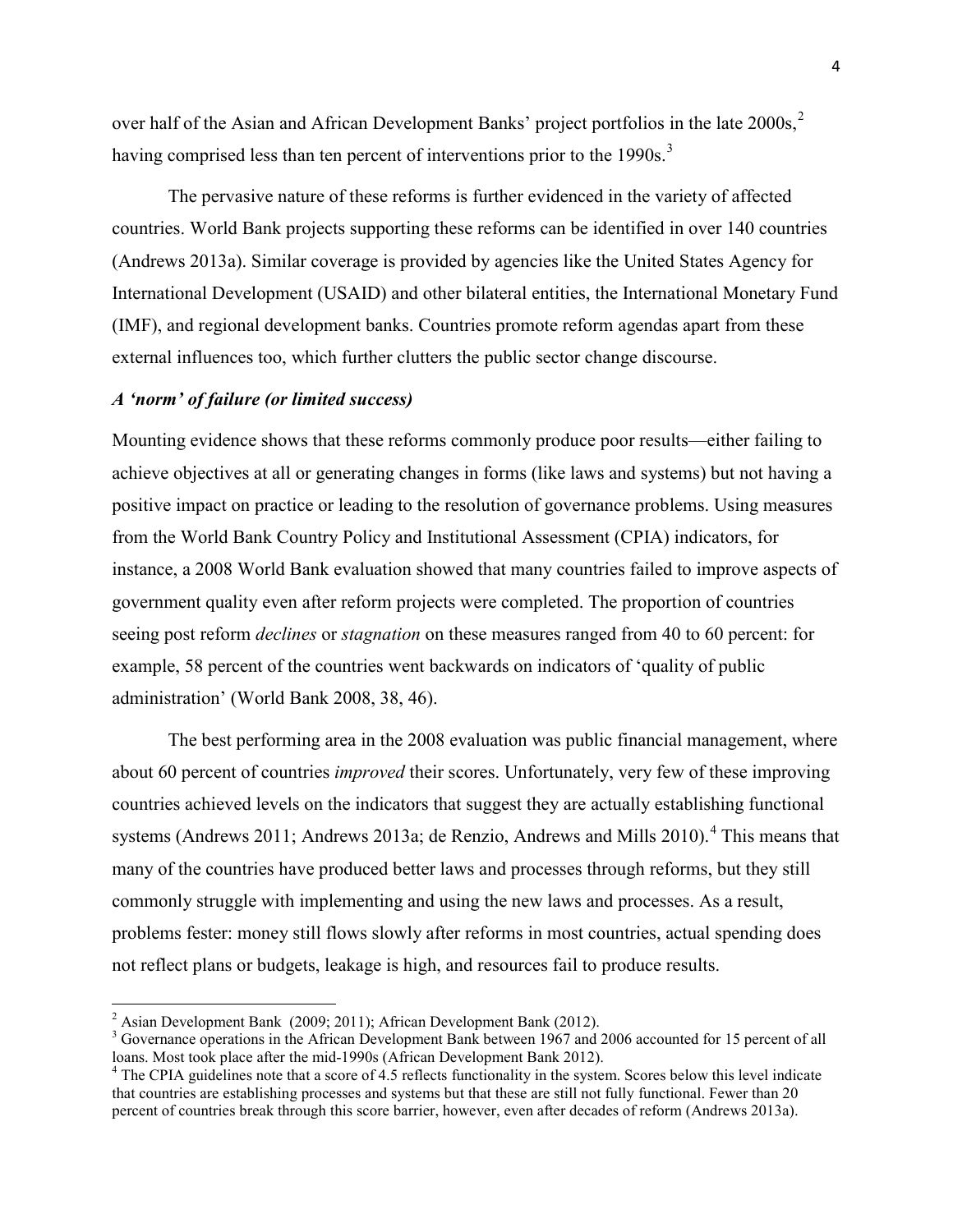over half of the Asian and African Development Banks' project portfolios in the late 2000s,[2] having comprised less than ten percent of interventions prior to the 1990s.[3]

The pervasive nature of these reforms is further evidenced in the variety of affected countries. World Bank projects supporting these reforms can be identified in over 140 countries (Andrews 2013a). Similar coverage is provided by agencies like the United States Agency for International Development (USAID) and other bilateral entities, the International Monetary Fund (IMF), and regional development banks. Countries promote reform agendas apart from these external influences too, which further clutters the public sector change discourse.

### *A 'norm' of failure (or limited success)*

Mounting evidence shows that these reforms commonly produce poor results—either failing to achieve objectives at all or generating changes in forms (like laws and systems) but not having a positive impact on practice or leading to the resolution of governance problems. Using measures from the World Bank Country Policy and Institutional Assessment (CPIA) indicators, for instance, a 2008 World Bank evaluation showed that many countries failed to improve aspects of government quality even after reform projects were completed. The proportion of countries seeing post reform *declines* or *stagnation* on these measures ranged from 40 to 60 percent: for example, 58 percent of the countries went backwards on indicators of 'quality of public administration' (World Bank 2008, 38, 46).

The best performing area in the 2008 evaluation was public financial management, where about 60 percent of countries *improved* their scores. Unfortunately, very few of these improving countries achieved levels on the indicators that suggest they are actually establishing functional systems (Andrews 2011; Andrews 2013a; de Renzio, Andrews and Mills 2010).[4] This means that many of the countries have produced better laws and processes through reforms, but they still commonly struggle with implementing and using the new laws and processes. As a result, problems fester: money still flows slowly after reforms in most countries, actual spending does not reflect plans or budgets, leakage is high, and resources fail to produce results.

---

[2] Asian Development Bank (2009; 2011); African Development Bank (2012).

[3] Governance operations in the African Development Bank between 1967 and 2006 accounted for 15 percent of all loans. Most took place after the mid-1990s (African Development Bank 2012).

[4] The CPIA guidelines note that a score of 4.5 reflects functionality in the system. Scores below this level indicate that countries are establishing processes and systems but that these are still not fully functional. Fewer than 20 percent of countries break through this score barrier, however, even after decades of reform (Andrews 2013a).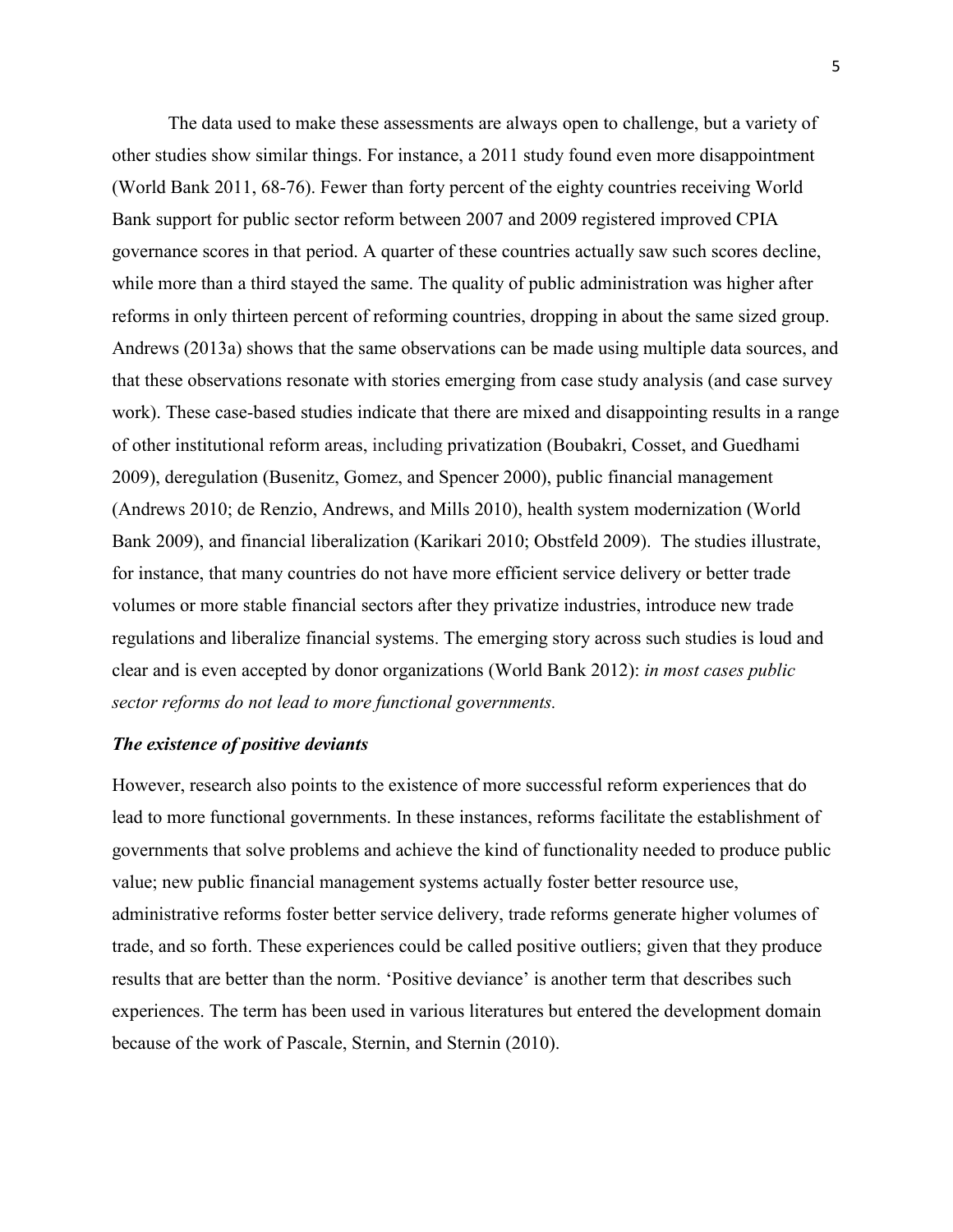The data used to make these assessments are always open to challenge, but a variety of other studies show similar things. For instance, a 2011 study found even more disappointment (World Bank 2011, 68-76). Fewer than forty percent of the eighty countries receiving World Bank support for public sector reform between 2007 and 2009 registered improved CPIA governance scores in that period. A quarter of these countries actually saw such scores decline, while more than a third stayed the same. The quality of public administration was higher after reforms in only thirteen percent of reforming countries, dropping in about the same sized group. Andrews (2013a) shows that the same observations can be made using multiple data sources, and that these observations resonate with stories emerging from case study analysis (and case survey work). These case-based studies indicate that there are mixed and disappointing results in a range of other institutional reform areas, including privatization (Boubakri, Cosset, and Guedhami 2009), deregulation (Busenitz, Gomez, and Spencer 2000), public financial management (Andrews 2010; de Renzio, Andrews, and Mills 2010), health system modernization (World Bank 2009), and financial liberalization (Karikari 2010; Obstfeld 2009). The studies illustrate, for instance, that many countries do not have more efficient service delivery or better trade volumes or more stable financial sectors after they privatize industries, introduce new trade regulations and liberalize financial systems. The emerging story across such studies is loud and clear and is even accepted by donor organizations (World Bank 2012): *in most cases public sector reforms do not lead to more functional governments.*

### *The existence of positive deviants*

However, research also points to the existence of more successful reform experiences that do lead to more functional governments. In these instances, reforms facilitate the establishment of governments that solve problems and achieve the kind of functionality needed to produce public value; new public financial management systems actually foster better resource use, administrative reforms foster better service delivery, trade reforms generate higher volumes of trade, and so forth. These experiences could be called positive outliers; given that they produce results that are better than the norm. 'Positive deviance' is another term that describes such experiences. The term has been used in various literatures but entered the development domain because of the work of Pascale, Sternin, and Sternin (2010).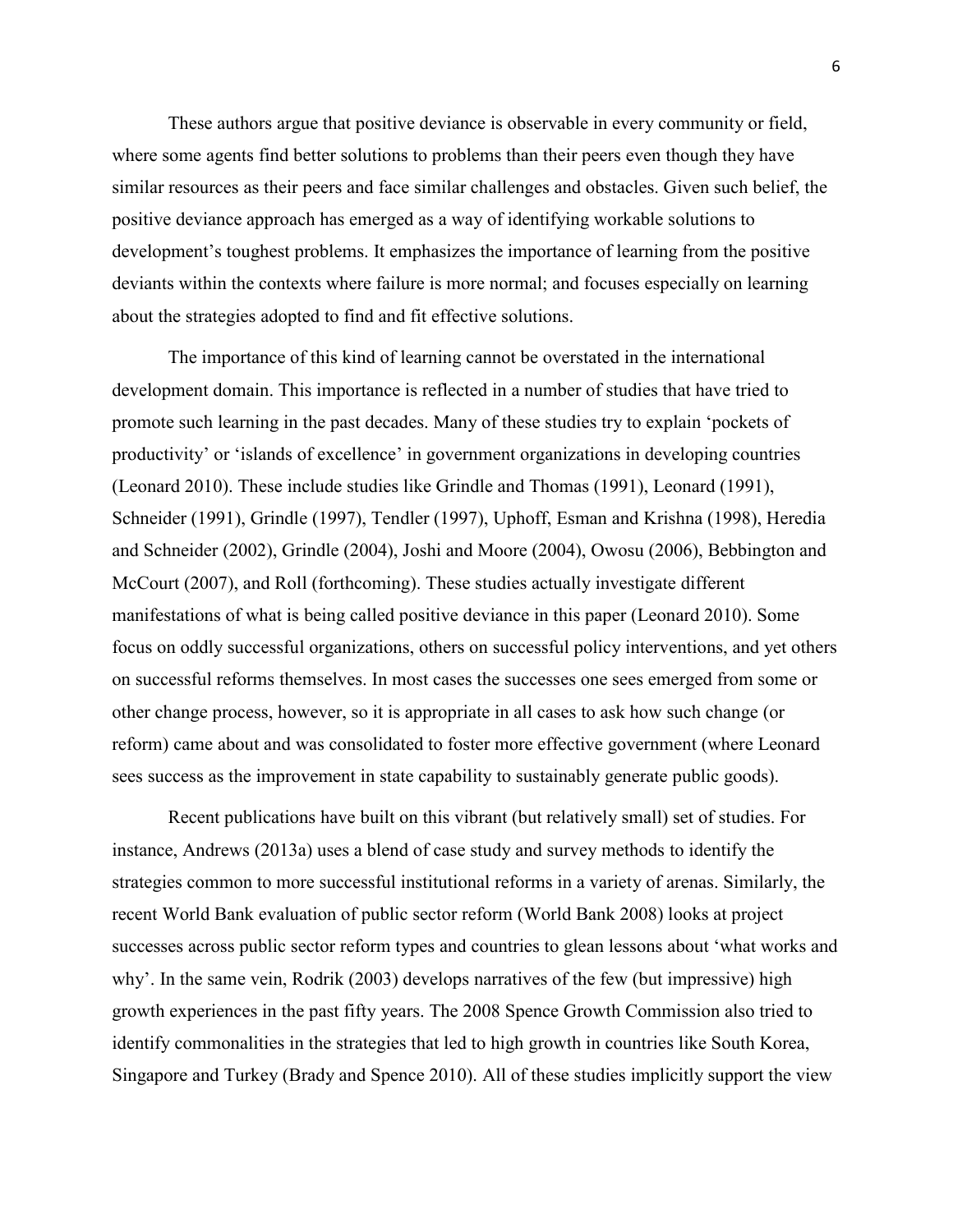These authors argue that positive deviance is observable in every community or field, where some agents find better solutions to problems than their peers even though they have similar resources as their peers and face similar challenges and obstacles. Given such belief, the positive deviance approach has emerged as a way of identifying workable solutions to development's toughest problems. It emphasizes the importance of learning from the positive deviants within the contexts where failure is more normal; and focuses especially on learning about the strategies adopted to find and fit effective solutions.

The importance of this kind of learning cannot be overstated in the international development domain. This importance is reflected in a number of studies that have tried to promote such learning in the past decades. Many of these studies try to explain 'pockets of productivity' or 'islands of excellence' in government organizations in developing countries (Leonard 2010). These include studies like Grindle and Thomas (1991), Leonard (1991), Schneider (1991), Grindle (1997), Tendler (1997), Uphoff, Esman and Krishna (1998), Heredia and Schneider (2002), Grindle (2004), Joshi and Moore (2004), Owosu (2006), Bebbington and McCourt (2007), and Roll (forthcoming). These studies actually investigate different manifestations of what is being called positive deviance in this paper (Leonard 2010). Some focus on oddly successful organizations, others on successful policy interventions, and yet others on successful reforms themselves. In most cases the successes one sees emerged from some or other change process, however, so it is appropriate in all cases to ask how such change (or reform) came about and was consolidated to foster more effective government (where Leonard sees success as the improvement in state capability to sustainably generate public goods).

Recent publications have built on this vibrant (but relatively small) set of studies. For instance, Andrews (2013a) uses a blend of case study and survey methods to identify the strategies common to more successful institutional reforms in a variety of arenas. Similarly, the recent World Bank evaluation of public sector reform (World Bank 2008) looks at project successes across public sector reform types and countries to glean lessons about 'what works and why'. In the same vein, Rodrik (2003) develops narratives of the few (but impressive) high growth experiences in the past fifty years. The 2008 Spence Growth Commission also tried to identify commonalities in the strategies that led to high growth in countries like South Korea, Singapore and Turkey (Brady and Spence 2010). All of these studies implicitly support the view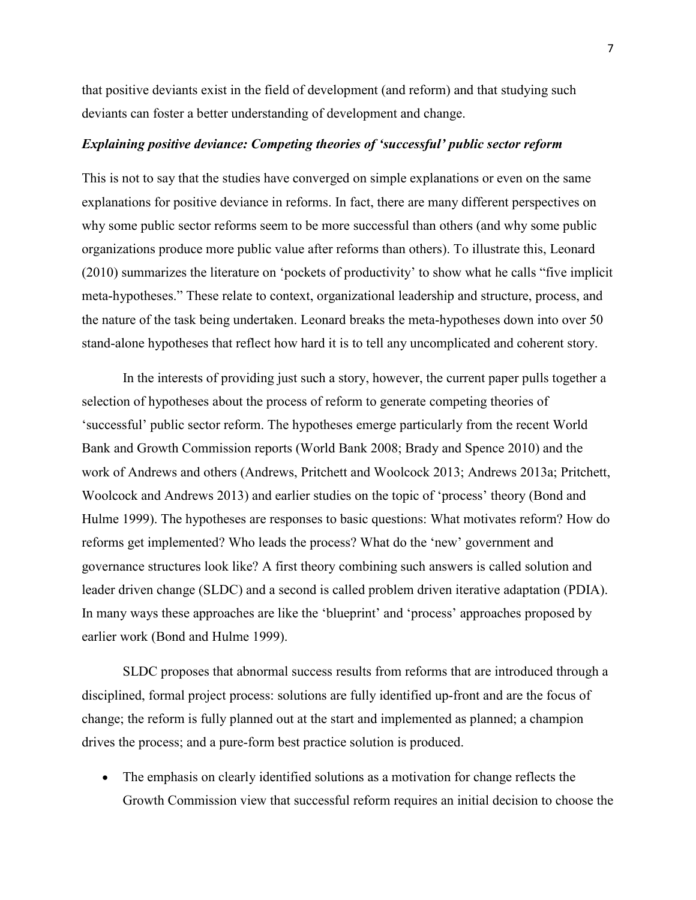that positive deviants exist in the field of development (and reform) and that studying such deviants can foster a better understanding of development and change.

### *Explaining positive deviance: Competing theories of 'successful' public sector reform*

This is not to say that the studies have converged on simple explanations or even on the same explanations for positive deviance in reforms. In fact, there are many different perspectives on why some public sector reforms seem to be more successful than others (and why some public organizations produce more public value after reforms than others). To illustrate this, Leonard (2010) summarizes the literature on 'pockets of productivity' to show what he calls "five implicit meta-hypotheses." These relate to context, organizational leadership and structure, process, and the nature of the task being undertaken. Leonard breaks the meta-hypotheses down into over 50 stand-alone hypotheses that reflect how hard it is to tell any uncomplicated and coherent story.

In the interests of providing just such a story, however, the current paper pulls together a selection of hypotheses about the process of reform to generate competing theories of 'successful' public sector reform. The hypotheses emerge particularly from the recent World Bank and Growth Commission reports (World Bank 2008; Brady and Spence 2010) and the work of Andrews and others (Andrews, Pritchett and Woolcock 2013; Andrews 2013a; Pritchett, Woolcock and Andrews 2013) and earlier studies on the topic of 'process' theory (Bond and Hulme 1999). The hypotheses are responses to basic questions: What motivates reform? How do reforms get implemented? Who leads the process? What do the 'new' government and governance structures look like? A first theory combining such answers is called solution and leader driven change (SLDC) and a second is called problem driven iterative adaptation (PDIA). In many ways these approaches are like the 'blueprint' and 'process' approaches proposed by earlier work (Bond and Hulme 1999).

SLDC proposes that abnormal success results from reforms that are introduced through a disciplined, formal project process: solutions are fully identified up-front and are the focus of change; the reform is fully planned out at the start and implemented as planned; a champion drives the process; and a pure-form best practice solution is produced.

- The emphasis on clearly identified solutions as a motivation for change reflects the Growth Commission view that successful reform requires an initial decision to choose the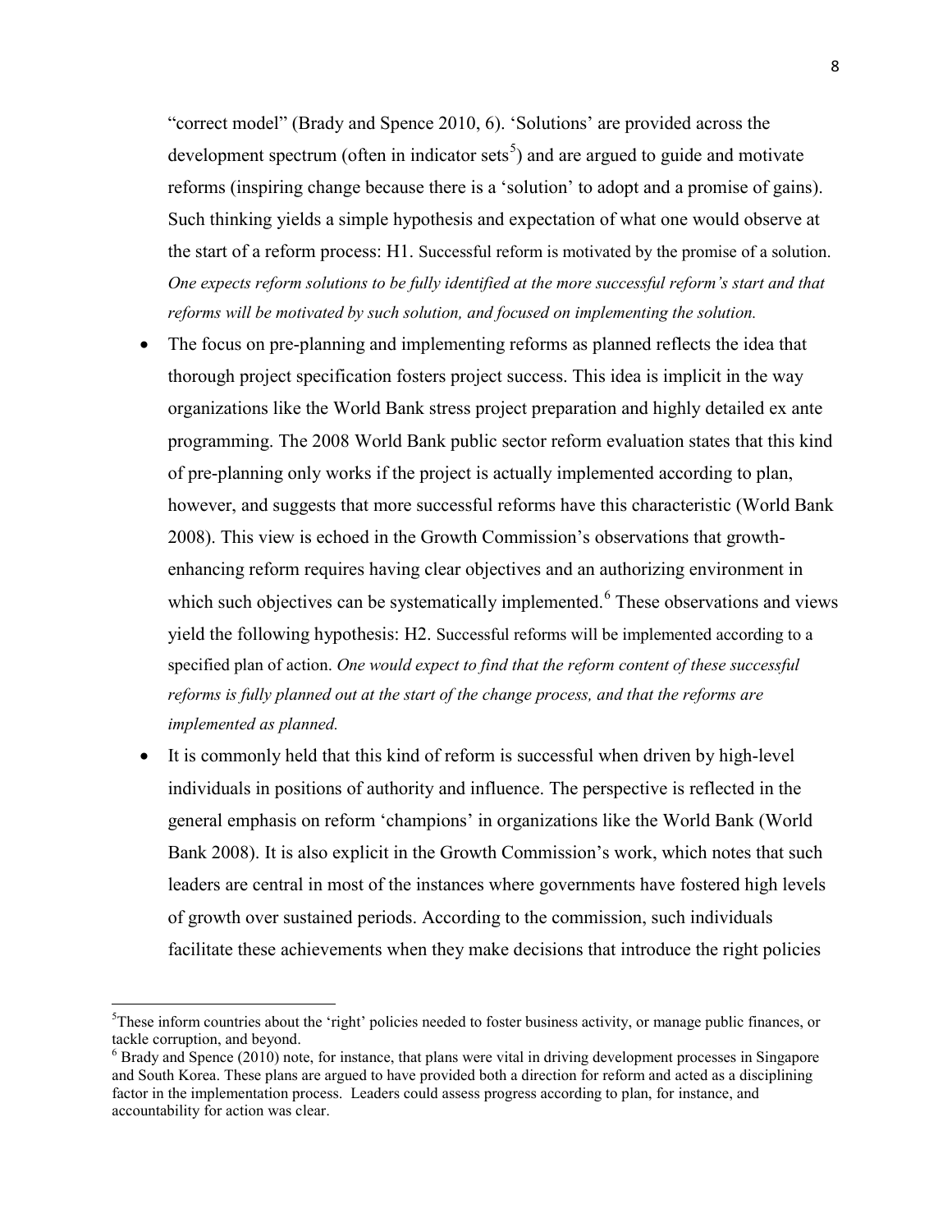"correct model" (Brady and Spence 2010, 6). 'Solutions' are provided across the development spectrum (often in indicator sets[5]) and are argued to guide and motivate reforms (inspiring change because there is a 'solution' to adopt and a promise of gains). Such thinking yields a simple hypothesis and expectation of what one would observe at the start of a reform process: H1. Successful reform is motivated by the promise of a solution. *One expects reform solutions to be fully identified at the more successful reform's start and that reforms will be motivated by such solution, and focused on implementing the solution.*

- The focus on pre-planning and implementing reforms as planned reflects the idea that thorough project specification fosters project success. This idea is implicit in the way organizations like the World Bank stress project preparation and highly detailed ex ante programming. The 2008 World Bank public sector reform evaluation states that this kind of pre-planning only works if the project is actually implemented according to plan, however, and suggests that more successful reforms have this characteristic (World Bank 2008). This view is echoed in the Growth Commission's observations that growth-enhancing reform requires having clear objectives and an authorizing environment in which such objectives can be systematically implemented.[6] These observations and views yield the following hypothesis: H2. Successful reforms will be implemented according to a specified plan of action. *One would expect to find that the reform content of these successful reforms is fully planned out at the start of the change process, and that the reforms are implemented as planned.*
- It is commonly held that this kind of reform is successful when driven by high-level individuals in positions of authority and influence. The perspective is reflected in the general emphasis on reform 'champions' in organizations like the World Bank (World Bank 2008). It is also explicit in the Growth Commission's work, which notes that such leaders are central in most of the instances where governments have fostered high levels of growth over sustained periods. According to the commission, such individuals facilitate these achievements when they make decisions that introduce the right policies

[5] These inform countries about the 'right' policies needed to foster business activity, or manage public finances, or tackle corruption, and beyond.

[6] Brady and Spence (2010) note, for instance, that plans were vital in driving development processes in Singapore and South Korea. These plans are argued to have provided both a direction for reform and acted as a disciplining factor in the implementation process. Leaders could assess progress according to plan, for instance, and accountability for action was clear.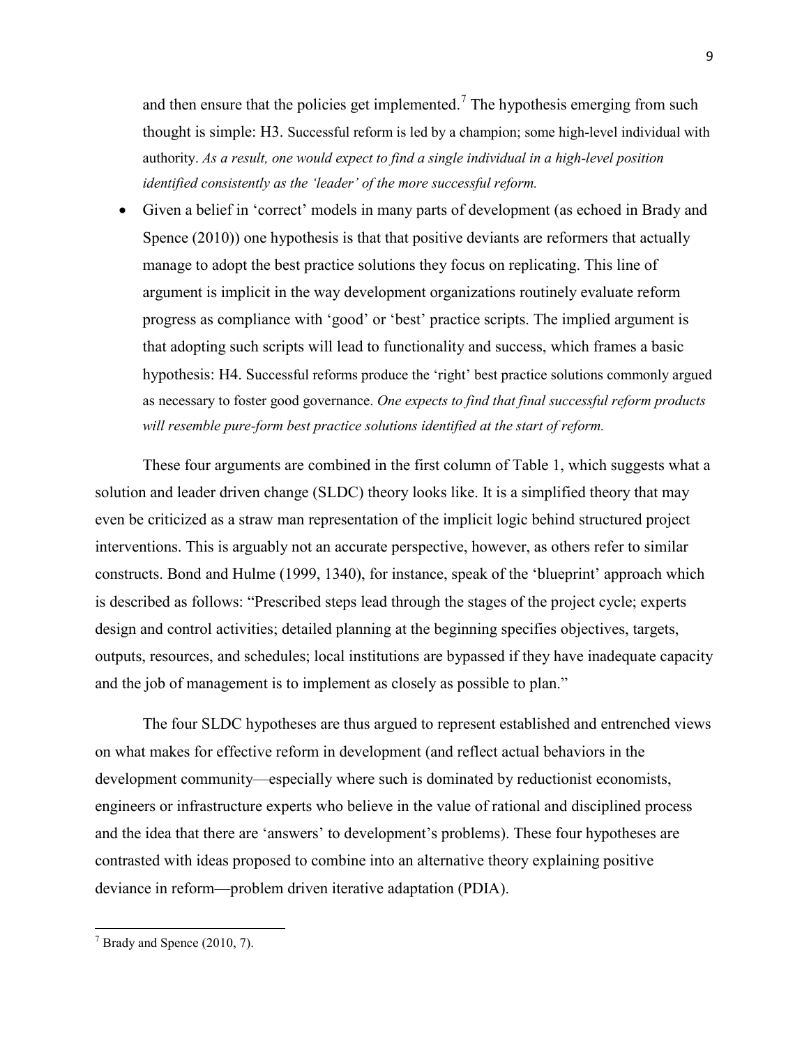and then ensure that the policies get implemented.[7] The hypothesis emerging from such thought is simple: H3. Successful reform is led by a champion; some high-level individual with authority. *As a result, one would expect to find a single individual in a high-level position identified consistently as the 'leader' of the more successful reform.*

- Given a belief in 'correct' models in many parts of development (as echoed in Brady and Spence (2010)) one hypothesis is that that positive deviants are reformers that actually manage to adopt the best practice solutions they focus on replicating. This line of argument is implicit in the way development organizations routinely evaluate reform progress as compliance with 'good' or 'best' practice scripts. The implied argument is that adopting such scripts will lead to functionality and success, which frames a basic hypothesis: H4. Successful reforms produce the 'right' best practice solutions commonly argued as necessary to foster good governance. *One expects to find that final successful reform products will resemble pure-form best practice solutions identified at the start of reform.*

These four arguments are combined in the first column of Table 1, which suggests what a solution and leader driven change (SLDC) theory looks like. It is a simplified theory that may even be criticized as a straw man representation of the implicit logic behind structured project interventions. This is arguably not an accurate perspective, however, as others refer to similar constructs. Bond and Hulme (1999, 1340), for instance, speak of the 'blueprint' approach which is described as follows: "Prescribed steps lead through the stages of the project cycle; experts design and control activities; detailed planning at the beginning specifies objectives, targets, outputs, resources, and schedules; local institutions are bypassed if they have inadequate capacity and the job of management is to implement as closely as possible to plan."

The four SLDC hypotheses are thus argued to represent established and entrenched views on what makes for effective reform in development (and reflect actual behaviors in the development community—especially where such is dominated by reductionist economists, engineers or infrastructure experts who believe in the value of rational and disciplined process and the idea that there are 'answers' to development's problems). These four hypotheses are contrasted with ideas proposed to combine into an alternative theory explaining positive deviance in reform—problem driven iterative adaptation (PDIA).

[7] Brady and Spence (2010, 7).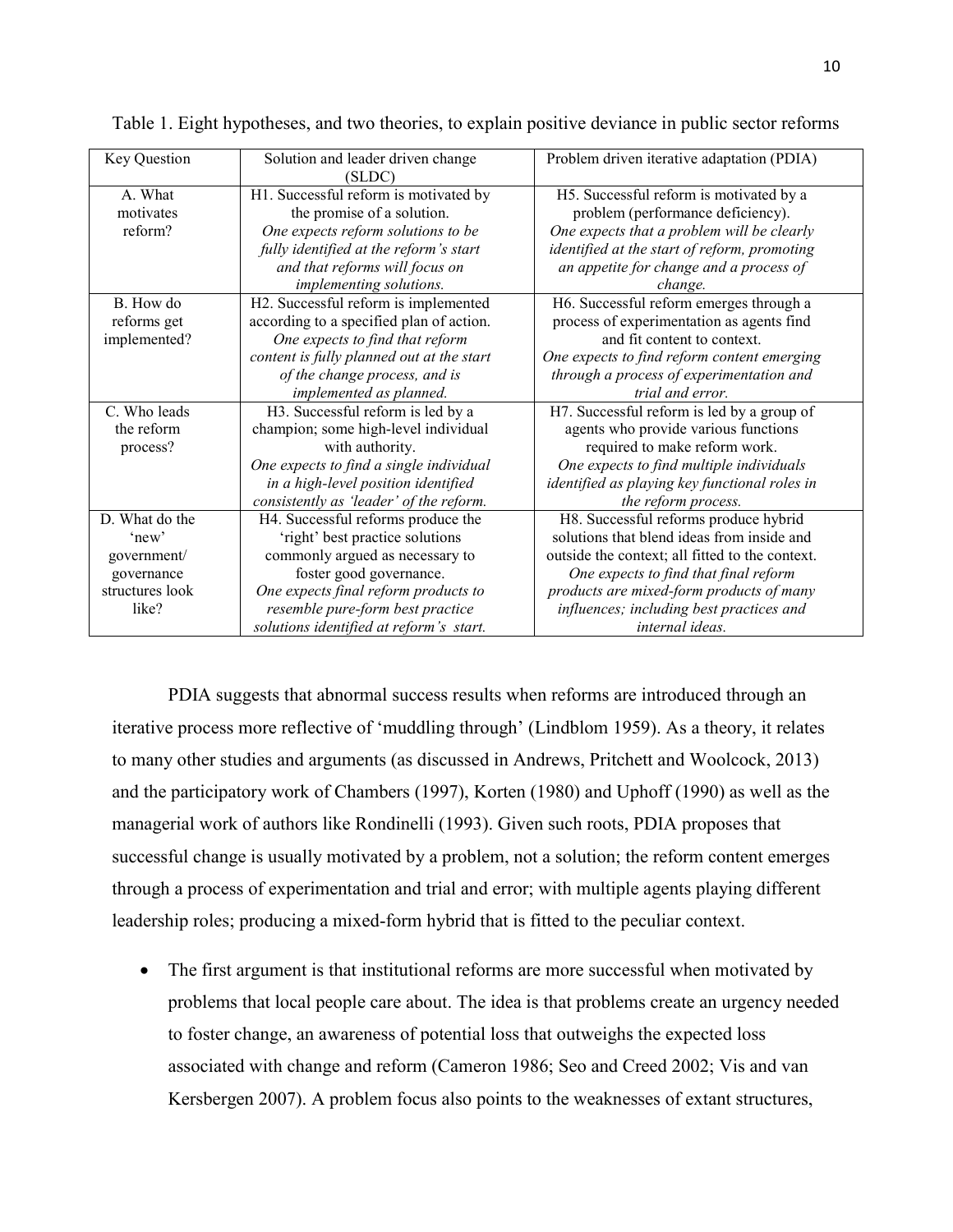Table 1. Eight hypotheses, and two theories, to explain positive deviance in public sector reforms

| Key Question | Solution and leader driven change (SLDC) | Problem driven iterative adaptation (PDIA) |
|---|---|---|
| A. What motivates reform? | H1. Successful reform is motivated by the promise of a solution. *One expects reform solutions to be fully identified at the reform's start and that reforms will focus on implementing solutions.* | H5. Successful reform is motivated by a problem (performance deficiency). *One expects that a problem will be clearly identified at the start of reform, promoting an appetite for change and a process of change.* |
| B. How do reforms get implemented? | H2. Successful reform is implemented according to a specified plan of action. *One expects to find that reform content is fully planned out at the start of the change process, and is implemented as planned.* | H6. Successful reform emerges through a process of experimentation as agents find and fit content to context. *One expects to find reform content emerging through a process of experimentation and trial and error.* |
| C. Who leads the reform process? | H3. Successful reform is led by a champion; some high-level individual with authority. *One expects to find a single individual in a high-level position identified consistently as 'leader' of the reform.* | H7. Successful reform is led by a group of agents who provide various functions required to make reform work. *One expects to find multiple individuals identified as playing key functional roles in the reform process.* |
| D. What do the 'new' government/ governance structures look like? | H4. Successful reforms produce the 'right' best practice solutions commonly argued as necessary to foster good governance. *One expects final reform products to resemble pure-form best practice solutions identified at reform's start.* | H8. Successful reforms produce hybrid solutions that blend ideas from inside and outside the context; all fitted to the context. *One expects to find that final reform products are mixed-form products of many influences; including best practices and internal ideas.* |

PDIA suggests that abnormal success results when reforms are introduced through an iterative process more reflective of 'muddling through' (Lindblom 1959). As a theory, it relates to many other studies and arguments (as discussed in Andrews, Pritchett and Woolcock, 2013) and the participatory work of Chambers (1997), Korten (1980) and Uphoff (1990) as well as the managerial work of authors like Rondinelli (1993). Given such roots, PDIA proposes that successful change is usually motivated by a problem, not a solution; the reform content emerges through a process of experimentation and trial and error; with multiple agents playing different leadership roles; producing a mixed-form hybrid that is fitted to the peculiar context.

- The first argument is that institutional reforms are more successful when motivated by problems that local people care about. The idea is that problems create an urgency needed to foster change, an awareness of potential loss that outweighs the expected loss associated with change and reform (Cameron 1986; Seo and Creed 2002; Vis and van Kersbergen 2007). A problem focus also points to the weaknesses of extant structures,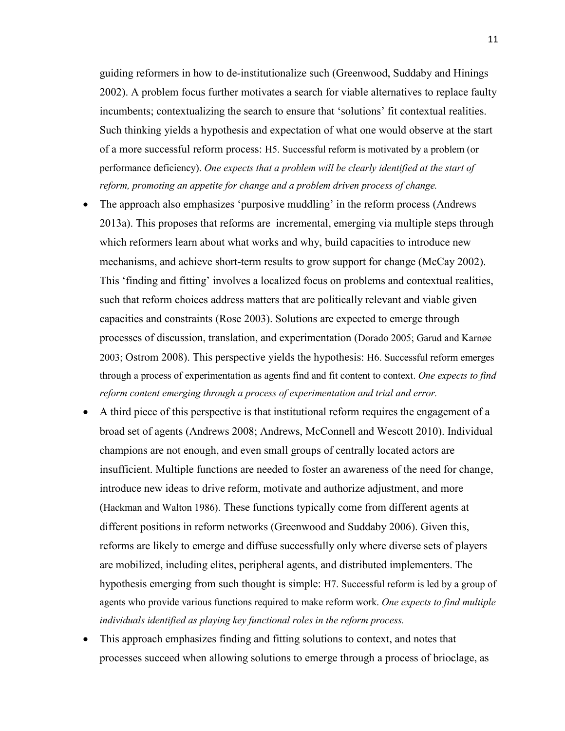guiding reformers in how to de-institutionalize such (Greenwood, Suddaby and Hinings 2002). A problem focus further motivates a search for viable alternatives to replace faulty incumbents; contextualizing the search to ensure that 'solutions' fit contextual realities. Such thinking yields a hypothesis and expectation of what one would observe at the start of a more successful reform process: H5. Successful reform is motivated by a problem (or performance deficiency). *One expects that a problem will be clearly identified at the start of reform, promoting an appetite for change and a problem driven process of change.*

- The approach also emphasizes 'purposive muddling' in the reform process (Andrews 2013a). This proposes that reforms are incremental, emerging via multiple steps through which reformers learn about what works and why, build capacities to introduce new mechanisms, and achieve short-term results to grow support for change (McCay 2002). This 'finding and fitting' involves a localized focus on problems and contextual realities, such that reform choices address matters that are politically relevant and viable given capacities and constraints (Rose 2003). Solutions are expected to emerge through processes of discussion, translation, and experimentation (Dorado 2005; Garud and Karnøe 2003; Ostrom 2008). This perspective yields the hypothesis: H6. Successful reform emerges through a process of experimentation as agents find and fit content to context. *One expects to find reform content emerging through a process of experimentation and trial and error.*
- A third piece of this perspective is that institutional reform requires the engagement of a broad set of agents (Andrews 2008; Andrews, McConnell and Wescott 2010). Individual champions are not enough, and even small groups of centrally located actors are insufficient. Multiple functions are needed to foster an awareness of the need for change, introduce new ideas to drive reform, motivate and authorize adjustment, and more (Hackman and Walton 1986). These functions typically come from different agents at different positions in reform networks (Greenwood and Suddaby 2006). Given this, reforms are likely to emerge and diffuse successfully only where diverse sets of players are mobilized, including elites, peripheral agents, and distributed implementers. The hypothesis emerging from such thought is simple: H7. Successful reform is led by a group of agents who provide various functions required to make reform work. *One expects to find multiple individuals identified as playing key functional roles in the reform process.*
- This approach emphasizes finding and fitting solutions to context, and notes that processes succeed when allowing solutions to emerge through a process of brioclage, as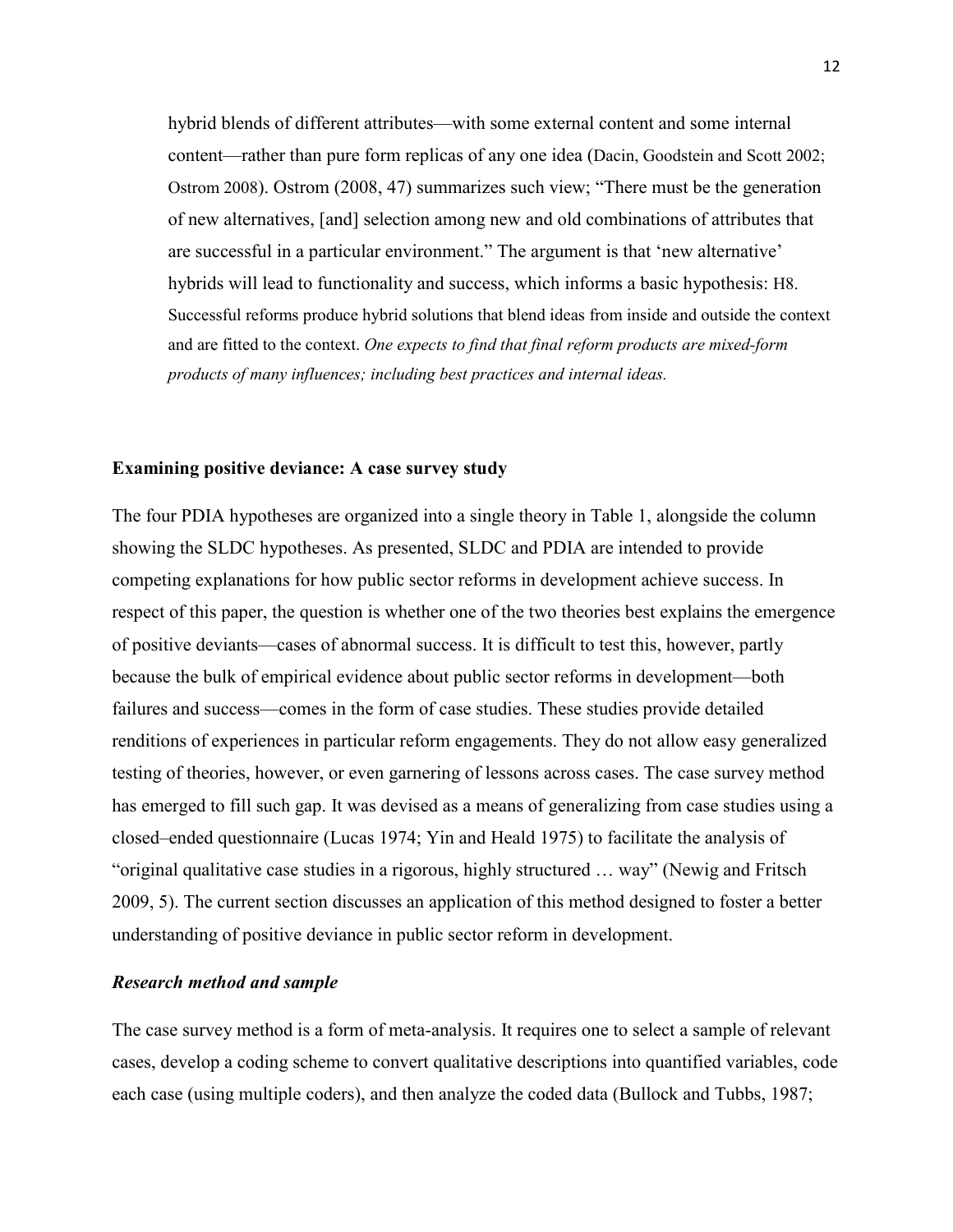hybrid blends of different attributes—with some external content and some internal content—rather than pure form replicas of any one idea (Dacin, Goodstein and Scott 2002; Ostrom 2008). Ostrom (2008, 47) summarizes such view; "There must be the generation of new alternatives, [and] selection among new and old combinations of attributes that are successful in a particular environment." The argument is that 'new alternative' hybrids will lead to functionality and success, which informs a basic hypothesis: H8. Successful reforms produce hybrid solutions that blend ideas from inside and outside the context and are fitted to the context. *One expects to find that final reform products are mixed-form products of many influences; including best practices and internal ideas.*

**Examining positive deviance: A case survey study**

The four PDIA hypotheses are organized into a single theory in Table 1, alongside the column showing the SLDC hypotheses. As presented, SLDC and PDIA are intended to provide competing explanations for how public sector reforms in development achieve success. In respect of this paper, the question is whether one of the two theories best explains the emergence of positive deviants—cases of abnormal success. It is difficult to test this, however, partly because the bulk of empirical evidence about public sector reforms in development—both failures and success—comes in the form of case studies. These studies provide detailed renditions of experiences in particular reform engagements. They do not allow easy generalized testing of theories, however, or even garnering of lessons across cases. The case survey method has emerged to fill such gap. It was devised as a means of generalizing from case studies using a closed–ended questionnaire (Lucas 1974; Yin and Heald 1975) to facilitate the analysis of "original qualitative case studies in a rigorous, highly structured … way" (Newig and Fritsch 2009, 5). The current section discusses an application of this method designed to foster a better understanding of positive deviance in public sector reform in development.

***Research method and sample***

The case survey method is a form of meta-analysis. It requires one to select a sample of relevant cases, develop a coding scheme to convert qualitative descriptions into quantified variables, code each case (using multiple coders), and then analyze the coded data (Bullock and Tubbs, 1987;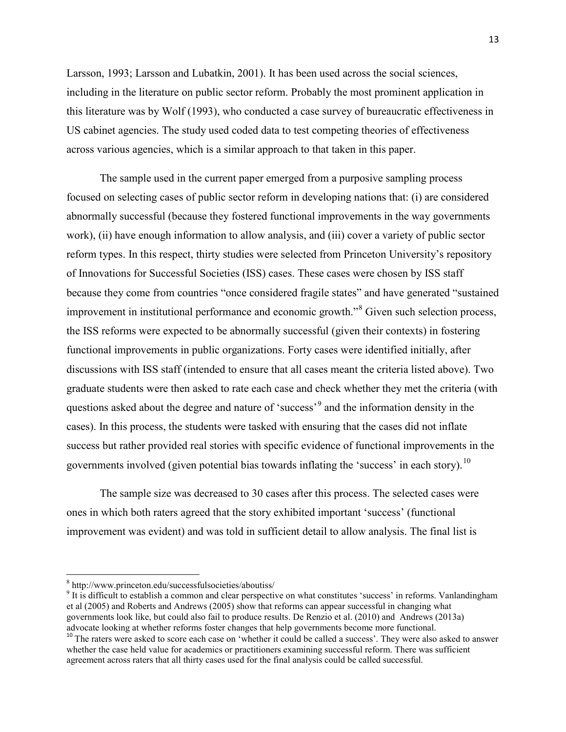Larsson, 1993; Larsson and Lubatkin, 2001). It has been used across the social sciences, including in the literature on public sector reform. Probably the most prominent application in this literature was by Wolf (1993), who conducted a case survey of bureaucratic effectiveness in US cabinet agencies. The study used coded data to test competing theories of effectiveness across various agencies, which is a similar approach to that taken in this paper.

The sample used in the current paper emerged from a purposive sampling process focused on selecting cases of public sector reform in developing nations that: (i) are considered abnormally successful (because they fostered functional improvements in the way governments work), (ii) have enough information to allow analysis, and (iii) cover a variety of public sector reform types. In this respect, thirty studies were selected from Princeton University's repository of Innovations for Successful Societies (ISS) cases. These cases were chosen by ISS staff because they come from countries "once considered fragile states" and have generated "sustained improvement in institutional performance and economic growth."[8] Given such selection process, the ISS reforms were expected to be abnormally successful (given their contexts) in fostering functional improvements in public organizations. Forty cases were identified initially, after discussions with ISS staff (intended to ensure that all cases meant the criteria listed above). Two graduate students were then asked to rate each case and check whether they met the criteria (with questions asked about the degree and nature of 'success'[9] and the information density in the cases). In this process, the students were tasked with ensuring that the cases did not inflate success but rather provided real stories with specific evidence of functional improvements in the governments involved (given potential bias towards inflating the 'success' in each story).[10]

The sample size was decreased to 30 cases after this process. The selected cases were ones in which both raters agreed that the story exhibited important 'success' (functional improvement was evident) and was told in sufficient detail to allow analysis. The final list is

---

[8] http://www.princeton.edu/successfulsocieties/aboutiss/

[9] It is difficult to establish a common and clear perspective on what constitutes 'success' in reforms. Vanlandingham et al (2005) and Roberts and Andrews (2005) show that reforms can appear successful in changing what governments look like, but could also fail to produce results. De Renzio et al. (2010) and Andrews (2013a) advocate looking at whether reforms foster changes that help governments become more functional.

[10] The raters were asked to score each case on 'whether it could be called a success'. They were also asked to answer whether the case held value for academics or practitioners examining successful reform. There was sufficient agreement across raters that all thirty cases used for the final analysis could be called successful.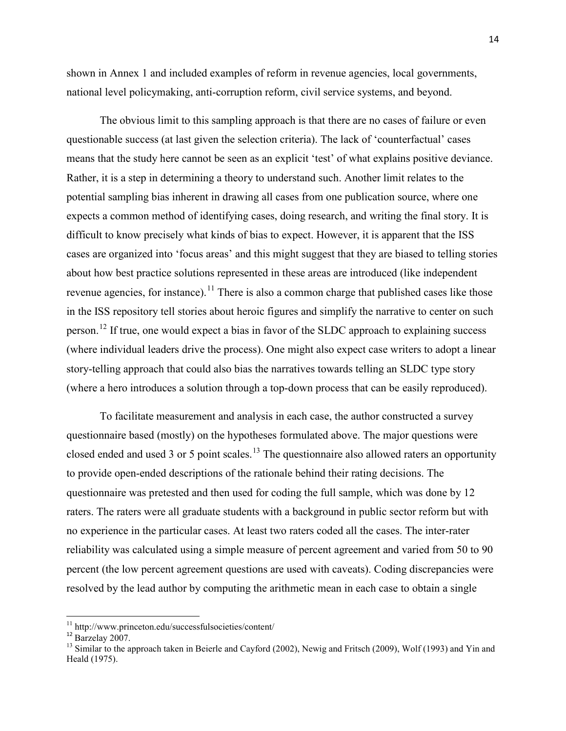shown in Annex 1 and included examples of reform in revenue agencies, local governments, national level policymaking, anti-corruption reform, civil service systems, and beyond.

The obvious limit to this sampling approach is that there are no cases of failure or even questionable success (at last given the selection criteria). The lack of 'counterfactual' cases means that the study here cannot be seen as an explicit 'test' of what explains positive deviance. Rather, it is a step in determining a theory to understand such. Another limit relates to the potential sampling bias inherent in drawing all cases from one publication source, where one expects a common method of identifying cases, doing research, and writing the final story. It is difficult to know precisely what kinds of bias to expect. However, it is apparent that the ISS cases are organized into 'focus areas' and this might suggest that they are biased to telling stories about how best practice solutions represented in these areas are introduced (like independent revenue agencies, for instance).[11] There is also a common charge that published cases like those in the ISS repository tell stories about heroic figures and simplify the narrative to center on such person.[12] If true, one would expect a bias in favor of the SLDC approach to explaining success (where individual leaders drive the process). One might also expect case writers to adopt a linear story-telling approach that could also bias the narratives towards telling an SLDC type story (where a hero introduces a solution through a top-down process that can be easily reproduced).

To facilitate measurement and analysis in each case, the author constructed a survey questionnaire based (mostly) on the hypotheses formulated above. The major questions were closed ended and used 3 or 5 point scales.[13] The questionnaire also allowed raters an opportunity to provide open-ended descriptions of the rationale behind their rating decisions. The questionnaire was pretested and then used for coding the full sample, which was done by 12 raters. The raters were all graduate students with a background in public sector reform but with no experience in the particular cases. At least two raters coded all the cases. The inter-rater reliability was calculated using a simple measure of percent agreement and varied from 50 to 90 percent (the low percent agreement questions are used with caveats). Coding discrepancies were resolved by the lead author by computing the arithmetic mean in each case to obtain a single

---

[11] http://www.princeton.edu/successfulsocieties/content/

[12] Barzelay 2007.

[13] Similar to the approach taken in Beierle and Cayford (2002), Newig and Fritsch (2009), Wolf (1993) and Yin and Heald (1975).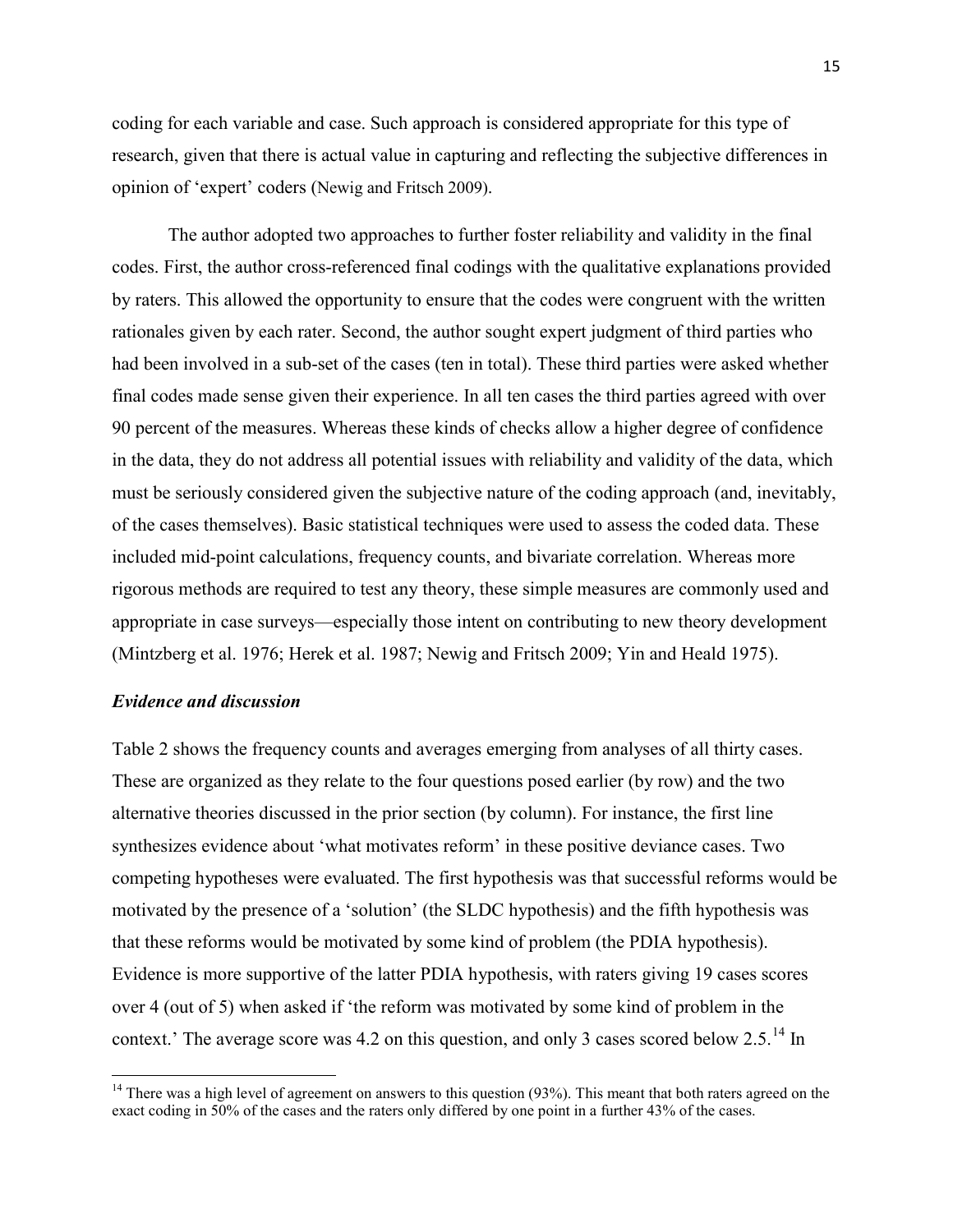coding for each variable and case. Such approach is considered appropriate for this type of research, given that there is actual value in capturing and reflecting the subjective differences in opinion of 'expert' coders (Newig and Fritsch 2009).

The author adopted two approaches to further foster reliability and validity in the final codes. First, the author cross-referenced final codings with the qualitative explanations provided by raters. This allowed the opportunity to ensure that the codes were congruent with the written rationales given by each rater. Second, the author sought expert judgment of third parties who had been involved in a sub-set of the cases (ten in total). These third parties were asked whether final codes made sense given their experience. In all ten cases the third parties agreed with over 90 percent of the measures. Whereas these kinds of checks allow a higher degree of confidence in the data, they do not address all potential issues with reliability and validity of the data, which must be seriously considered given the subjective nature of the coding approach (and, inevitably, of the cases themselves). Basic statistical techniques were used to assess the coded data. These included mid-point calculations, frequency counts, and bivariate correlation. Whereas more rigorous methods are required to test any theory, these simple measures are commonly used and appropriate in case surveys—especially those intent on contributing to new theory development (Mintzberg et al. 1976; Herek et al. 1987; Newig and Fritsch 2009; Yin and Heald 1975).

### *Evidence and discussion*

Table 2 shows the frequency counts and averages emerging from analyses of all thirty cases. These are organized as they relate to the four questions posed earlier (by row) and the two alternative theories discussed in the prior section (by column). For instance, the first line synthesizes evidence about 'what motivates reform' in these positive deviance cases. Two competing hypotheses were evaluated. The first hypothesis was that successful reforms would be motivated by the presence of a 'solution' (the SLDC hypothesis) and the fifth hypothesis was that these reforms would be motivated by some kind of problem (the PDIA hypothesis). Evidence is more supportive of the latter PDIA hypothesis, with raters giving 19 cases scores over 4 (out of 5) when asked if 'the reform was motivated by some kind of problem in the context.' The average score was 4.2 on this question, and only 3 cases scored below 2.5.[14] In

[14] There was a high level of agreement on answers to this question (93%). This meant that both raters agreed on the exact coding in 50% of the cases and the raters only differed by one point in a further 43% of the cases.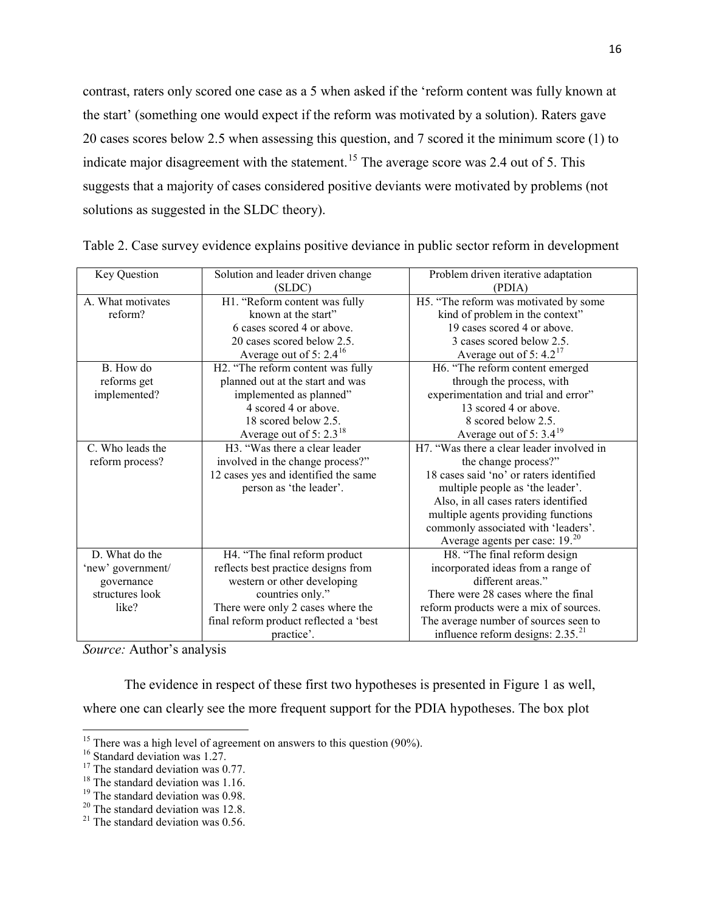contrast, raters only scored one case as a 5 when asked if the 'reform content was fully known at the start' (something one would expect if the reform was motivated by a solution). Raters gave 20 cases scores below 2.5 when assessing this question, and 7 scored it the minimum score (1) to indicate major disagreement with the statement.[15] The average score was 2.4 out of 5. This suggests that a majority of cases considered positive deviants were motivated by problems (not solutions as suggested in the SLDC theory).

Table 2. Case survey evidence explains positive deviance in public sector reform in development

| Key Question | Solution and leader driven change (SLDC) | Problem driven iterative adaptation (PDIA) |
|---|---|---|
| A. What motivates reform? | H1. "Reform content was fully known at the start"<br>6 cases scored 4 or above.<br>20 cases scored below 2.5.<br>Average out of 5: 2.4[16] | H5. "The reform was motivated by some kind of problem in the context"<br>19 cases scored 4 or above.<br>3 cases scored below 2.5.<br>Average out of 5: 4.2[17] |
| B. How do reforms get implemented? | H2. "The reform content was fully planned out at the start and was implemented as planned"<br>4 scored 4 or above.<br>18 scored below 2.5.<br>Average out of 5: 2.3[18] | H6. "The reform content emerged through the process, with experimentation and trial and error"<br>13 scored 4 or above.<br>8 scored below 2.5.<br>Average out of 5: 3.4[19] |
| C. Who leads the reform process? | H3. "Was there a clear leader involved in the change process?"<br>12 cases yes and identified the same person as 'the leader'. | H7. "Was there a clear leader involved in the change process?"<br>18 cases said 'no' or raters identified multiple people as 'the leader'.<br>Also, in all cases raters identified multiple agents providing functions commonly associated with 'leaders'.<br>Average agents per case: 19.[20] |
| D. What do the 'new' government/ governance structures look like? | H4. "The final reform product reflects best practice designs from western or other developing countries only."<br>There were only 2 cases where the final reform product reflected a 'best practice'. | H8. "The final reform design incorporated ideas from a range of different areas."<br>There were 28 cases where the final reform products were a mix of sources.<br>The average number of sources seen to influence reform designs: 2.35.[21] |

*Source:* Author's analysis

The evidence in respect of these first two hypotheses is presented in Figure 1 as well, where one can clearly see the more frequent support for the PDIA hypotheses. The box plot

[15] There was a high level of agreement on answers to this question (90%).

[16] Standard deviation was 1.27.

[17] The standard deviation was 0.77.

[18] The standard deviation was 1.16.

[19] The standard deviation was 0.98.

[20] The standard deviation was 12.8.

[21] The standard deviation was 0.56.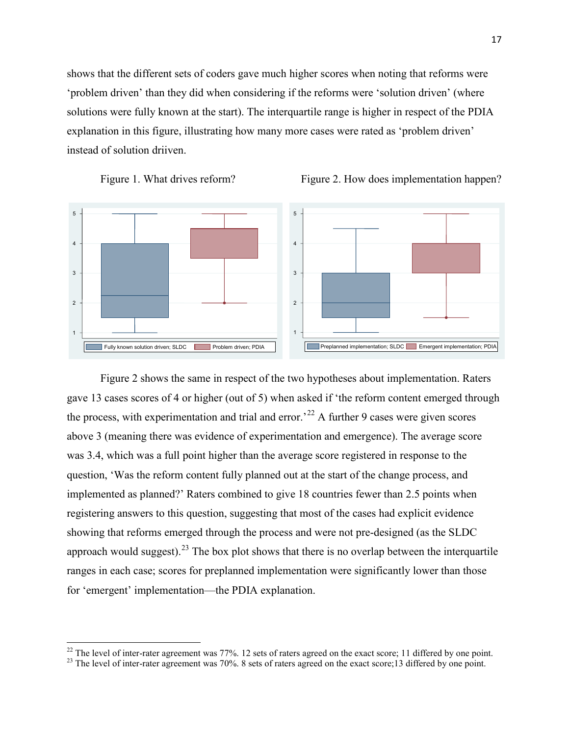shows that the different sets of coders gave much higher scores when noting that reforms were 'problem driven' than they did when considering if the reforms were 'solution driven' (where solutions were fully known at the start). The interquartile range is higher in respect of the PDIA explanation in this figure, illustrating how many more cases were rated as 'problem driven' instead of solution driiven.

Figure 1. What drives reform?

Figure 2. How does implementation happen?

Figure 2 shows the same in respect of the two hypotheses about implementation. Raters gave 13 cases scores of 4 or higher (out of 5) when asked if 'the reform content emerged through the process, with experimentation and trial and error.'[22] A further 9 cases were given scores above 3 (meaning there was evidence of experimentation and emergence). The average score was 3.4, which was a full point higher than the average score registered in response to the question, 'Was the reform content fully planned out at the start of the change process, and implemented as planned?' Raters combined to give 18 countries fewer than 2.5 points when registering answers to this question, suggesting that most of the cases had explicit evidence showing that reforms emerged through the process and were not pre-designed (as the SLDC approach would suggest).[23] The box plot shows that there is no overlap between the interquartile ranges in each case; scores for preplanned implementation were significantly lower than those for 'emergent' implementation—the PDIA explanation.

---

[22] The level of inter-rater agreement was 77%. 12 sets of raters agreed on the exact score; 11 differed by one point.

[23] The level of inter-rater agreement was 70%. 8 sets of raters agreed on the exact score;13 differed by one point.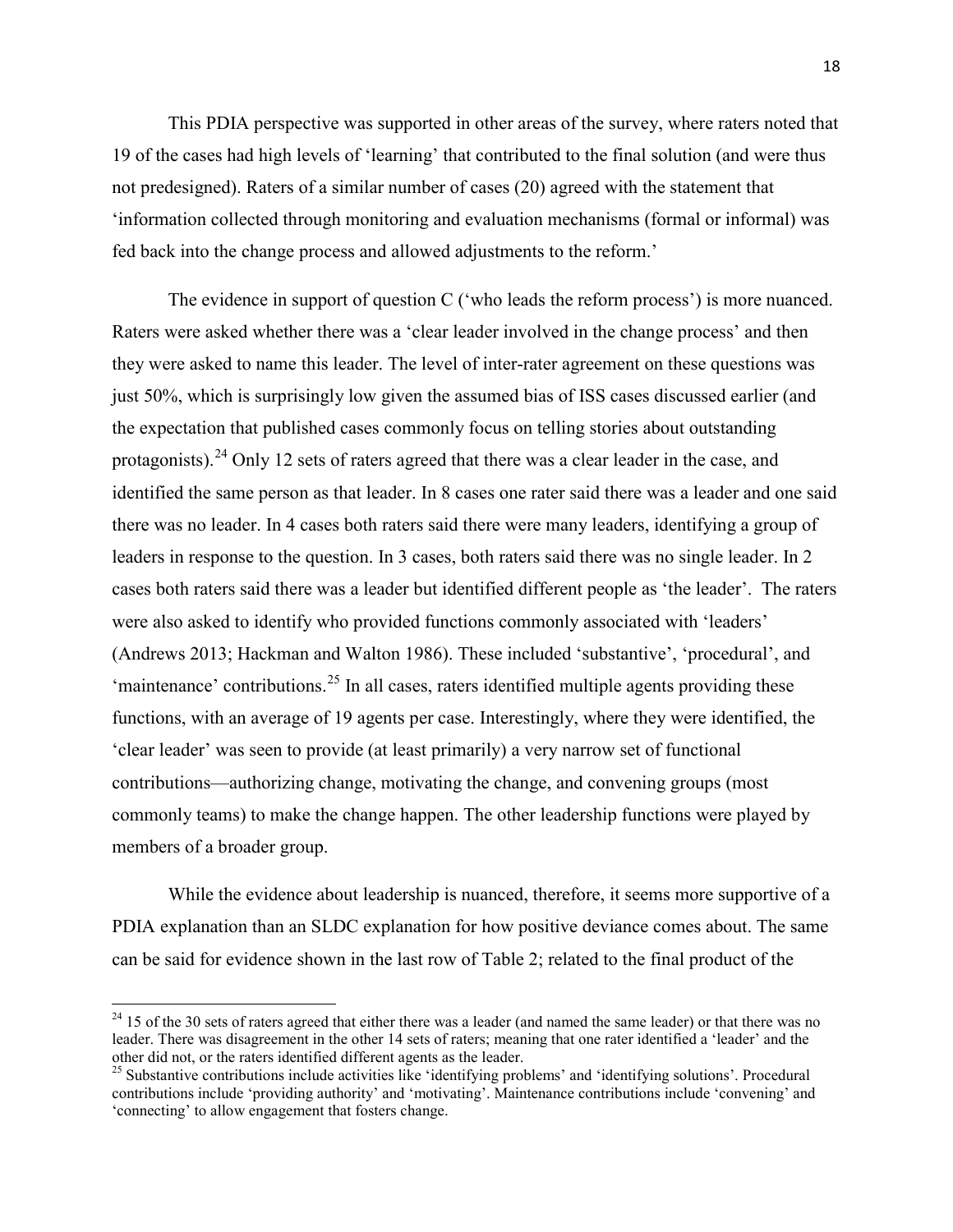This PDIA perspective was supported in other areas of the survey, where raters noted that 19 of the cases had high levels of 'learning' that contributed to the final solution (and were thus not predesigned). Raters of a similar number of cases (20) agreed with the statement that 'information collected through monitoring and evaluation mechanisms (formal or informal) was fed back into the change process and allowed adjustments to the reform.'

The evidence in support of question C ('who leads the reform process') is more nuanced. Raters were asked whether there was a 'clear leader involved in the change process' and then they were asked to name this leader. The level of inter-rater agreement on these questions was just 50%, which is surprisingly low given the assumed bias of ISS cases discussed earlier (and the expectation that published cases commonly focus on telling stories about outstanding protagonists).[24] Only 12 sets of raters agreed that there was a clear leader in the case, and identified the same person as that leader. In 8 cases one rater said there was a leader and one said there was no leader. In 4 cases both raters said there were many leaders, identifying a group of leaders in response to the question. In 3 cases, both raters said there was no single leader. In 2 cases both raters said there was a leader but identified different people as 'the leader'. The raters were also asked to identify who provided functions commonly associated with 'leaders' (Andrews 2013; Hackman and Walton 1986). These included 'substantive', 'procedural', and 'maintenance' contributions.[25] In all cases, raters identified multiple agents providing these functions, with an average of 19 agents per case. Interestingly, where they were identified, the 'clear leader' was seen to provide (at least primarily) a very narrow set of functional contributions—authorizing change, motivating the change, and convening groups (most commonly teams) to make the change happen. The other leadership functions were played by members of a broader group.

While the evidence about leadership is nuanced, therefore, it seems more supportive of a PDIA explanation than an SLDC explanation for how positive deviance comes about. The same can be said for evidence shown in the last row of Table 2; related to the final product of the

---

[24] 15 of the 30 sets of raters agreed that either there was a leader (and named the same leader) or that there was no leader. There was disagreement in the other 14 sets of raters; meaning that one rater identified a 'leader' and the other did not, or the raters identified different agents as the leader.

[25] Substantive contributions include activities like 'identifying problems' and 'identifying solutions'. Procedural contributions include 'providing authority' and 'motivating'. Maintenance contributions include 'convening' and 'connecting' to allow engagement that fosters change.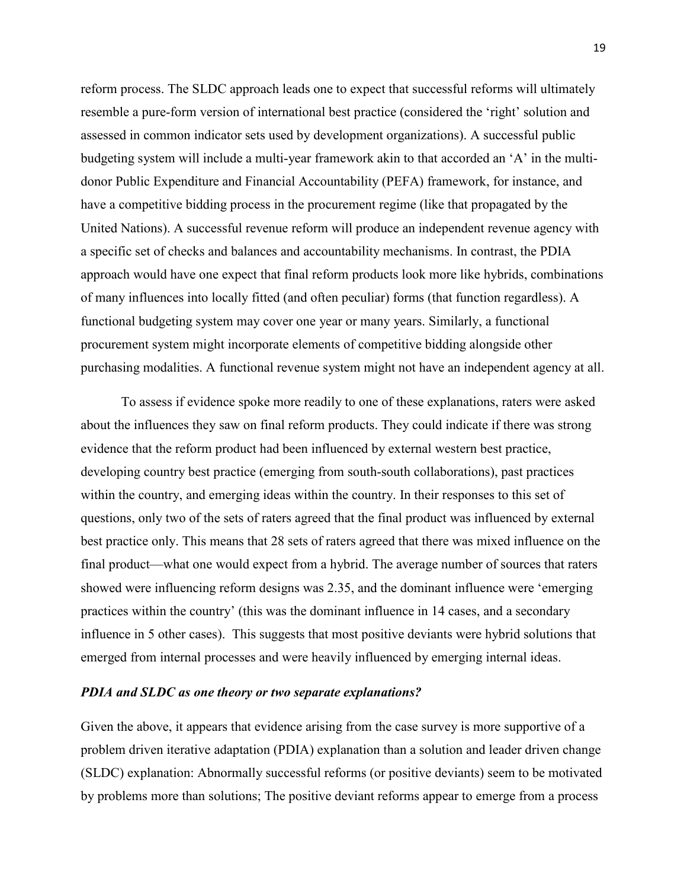reform process. The SLDC approach leads one to expect that successful reforms will ultimately resemble a pure-form version of international best practice (considered the 'right' solution and assessed in common indicator sets used by development organizations). A successful public budgeting system will include a multi-year framework akin to that accorded an 'A' in the multi-donor Public Expenditure and Financial Accountability (PEFA) framework, for instance, and have a competitive bidding process in the procurement regime (like that propagated by the United Nations). A successful revenue reform will produce an independent revenue agency with a specific set of checks and balances and accountability mechanisms. In contrast, the PDIA approach would have one expect that final reform products look more like hybrids, combinations of many influences into locally fitted (and often peculiar) forms (that function regardless). A functional budgeting system may cover one year or many years. Similarly, a functional procurement system might incorporate elements of competitive bidding alongside other purchasing modalities. A functional revenue system might not have an independent agency at all.

To assess if evidence spoke more readily to one of these explanations, raters were asked about the influences they saw on final reform products. They could indicate if there was strong evidence that the reform product had been influenced by external western best practice, developing country best practice (emerging from south-south collaborations), past practices within the country, and emerging ideas within the country. In their responses to this set of questions, only two of the sets of raters agreed that the final product was influenced by external best practice only. This means that 28 sets of raters agreed that there was mixed influence on the final product—what one would expect from a hybrid. The average number of sources that raters showed were influencing reform designs was 2.35, and the dominant influence were 'emerging practices within the country' (this was the dominant influence in 14 cases, and a secondary influence in 5 other cases). This suggests that most positive deviants were hybrid solutions that emerged from internal processes and were heavily influenced by emerging internal ideas.

### *PDIA and SLDC as one theory or two separate explanations?*

Given the above, it appears that evidence arising from the case survey is more supportive of a problem driven iterative adaptation (PDIA) explanation than a solution and leader driven change (SLDC) explanation: Abnormally successful reforms (or positive deviants) seem to be motivated by problems more than solutions; The positive deviant reforms appear to emerge from a process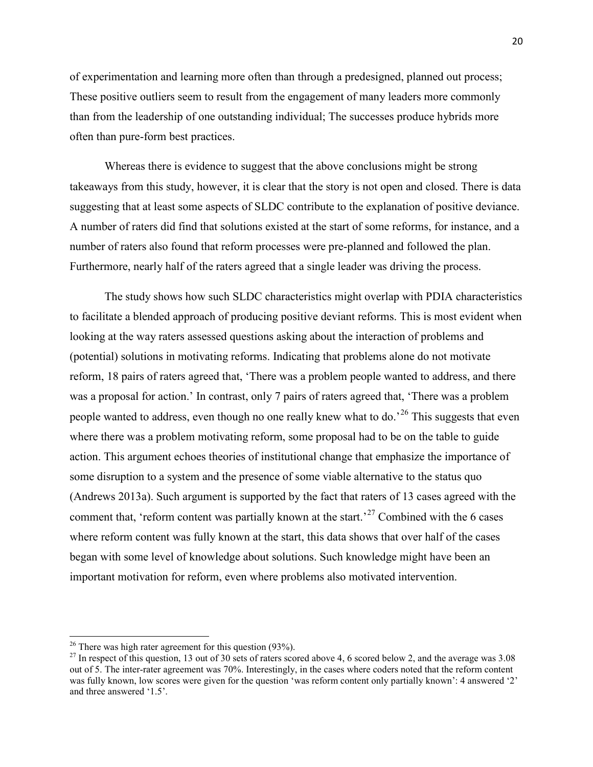of experimentation and learning more often than through a predesigned, planned out process; These positive outliers seem to result from the engagement of many leaders more commonly than from the leadership of one outstanding individual; The successes produce hybrids more often than pure-form best practices.

Whereas there is evidence to suggest that the above conclusions might be strong takeaways from this study, however, it is clear that the story is not open and closed. There is data suggesting that at least some aspects of SLDC contribute to the explanation of positive deviance. A number of raters did find that solutions existed at the start of some reforms, for instance, and a number of raters also found that reform processes were pre-planned and followed the plan. Furthermore, nearly half of the raters agreed that a single leader was driving the process.

The study shows how such SLDC characteristics might overlap with PDIA characteristics to facilitate a blended approach of producing positive deviant reforms. This is most evident when looking at the way raters assessed questions asking about the interaction of problems and (potential) solutions in motivating reforms. Indicating that problems alone do not motivate reform, 18 pairs of raters agreed that, 'There was a problem people wanted to address, and there was a proposal for action.' In contrast, only 7 pairs of raters agreed that, 'There was a problem people wanted to address, even though no one really knew what to do.'[26] This suggests that even where there was a problem motivating reform, some proposal had to be on the table to guide action. This argument echoes theories of institutional change that emphasize the importance of some disruption to a system and the presence of some viable alternative to the status quo (Andrews 2013a). Such argument is supported by the fact that raters of 13 cases agreed with the comment that, 'reform content was partially known at the start.'[27] Combined with the 6 cases where reform content was fully known at the start, this data shows that over half of the cases began with some level of knowledge about solutions. Such knowledge might have been an important motivation for reform, even where problems also motivated intervention.

---

[26] There was high rater agreement for this question (93%).

[27] In respect of this question, 13 out of 30 sets of raters scored above 4, 6 scored below 2, and the average was 3.08 out of 5. The inter-rater agreement was 70%. Interestingly, in the cases where coders noted that the reform content was fully known, low scores were given for the question 'was reform content only partially known': 4 answered '2' and three answered '1.5'.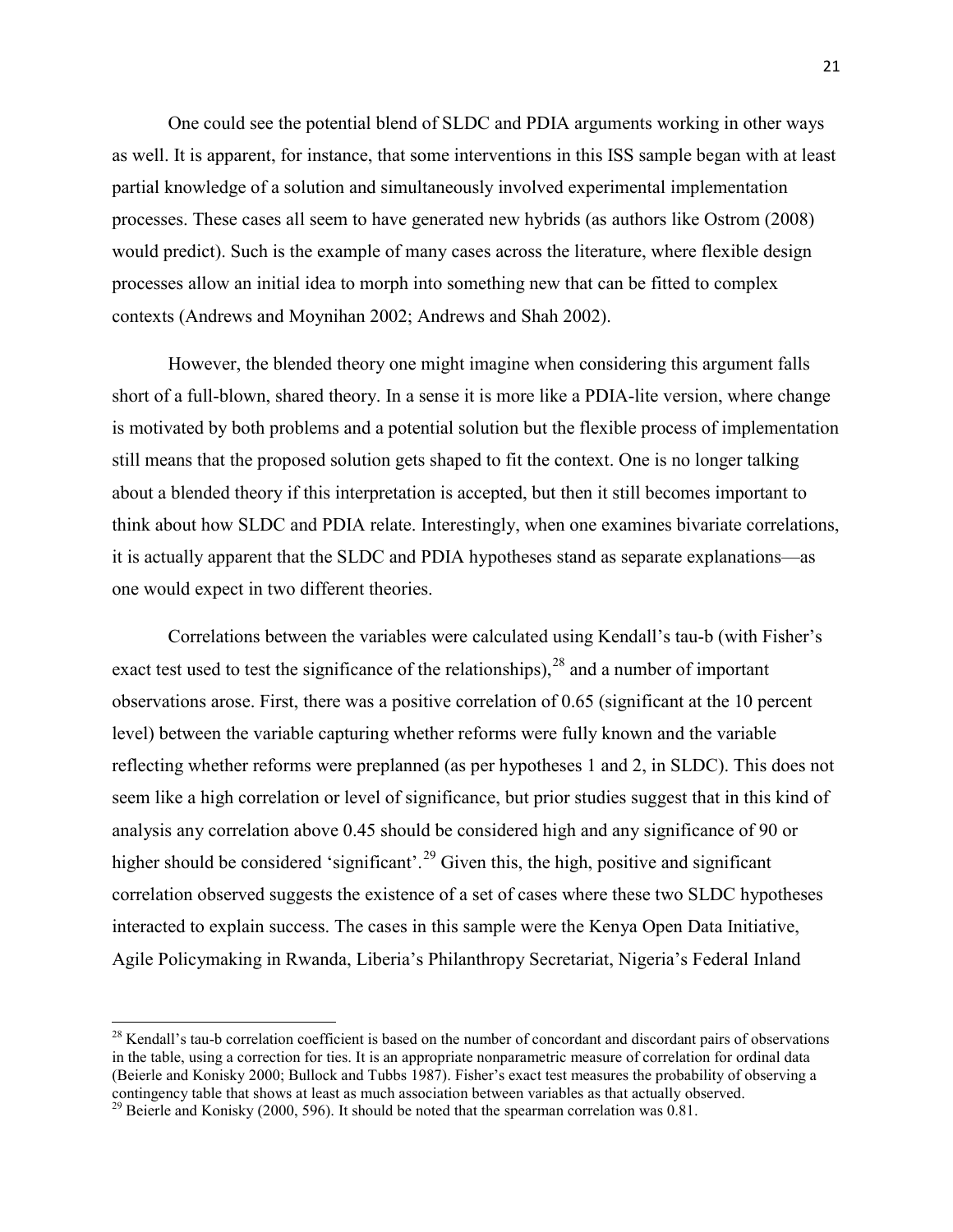One could see the potential blend of SLDC and PDIA arguments working in other ways as well. It is apparent, for instance, that some interventions in this ISS sample began with at least partial knowledge of a solution and simultaneously involved experimental implementation processes. These cases all seem to have generated new hybrids (as authors like Ostrom (2008) would predict). Such is the example of many cases across the literature, where flexible design processes allow an initial idea to morph into something new that can be fitted to complex contexts (Andrews and Moynihan 2002; Andrews and Shah 2002).

However, the blended theory one might imagine when considering this argument falls short of a full-blown, shared theory. In a sense it is more like a PDIA-lite version, where change is motivated by both problems and a potential solution but the flexible process of implementation still means that the proposed solution gets shaped to fit the context. One is no longer talking about a blended theory if this interpretation is accepted, but then it still becomes important to think about how SLDC and PDIA relate. Interestingly, when one examines bivariate correlations, it is actually apparent that the SLDC and PDIA hypotheses stand as separate explanations—as one would expect in two different theories.

Correlations between the variables were calculated using Kendall's tau-b (with Fisher's exact test used to test the significance of the relationships),[28] and a number of important observations arose. First, there was a positive correlation of 0.65 (significant at the 10 percent level) between the variable capturing whether reforms were fully known and the variable reflecting whether reforms were preplanned (as per hypotheses 1 and 2, in SLDC). This does not seem like a high correlation or level of significance, but prior studies suggest that in this kind of analysis any correlation above 0.45 should be considered high and any significance of 90 or higher should be considered 'significant'.[29] Given this, the high, positive and significant correlation observed suggests the existence of a set of cases where these two SLDC hypotheses interacted to explain success. The cases in this sample were the Kenya Open Data Initiative, Agile Policymaking in Rwanda, Liberia's Philanthropy Secretariat, Nigeria's Federal Inland

[28] Kendall's tau-b correlation coefficient is based on the number of concordant and discordant pairs of observations in the table, using a correction for ties. It is an appropriate nonparametric measure of correlation for ordinal data (Beierle and Konisky 2000; Bullock and Tubbs 1987). Fisher's exact test measures the probability of observing a contingency table that shows at least as much association between variables as that actually observed.

[29] Beierle and Konisky (2000, 596). It should be noted that the spearman correlation was 0.81.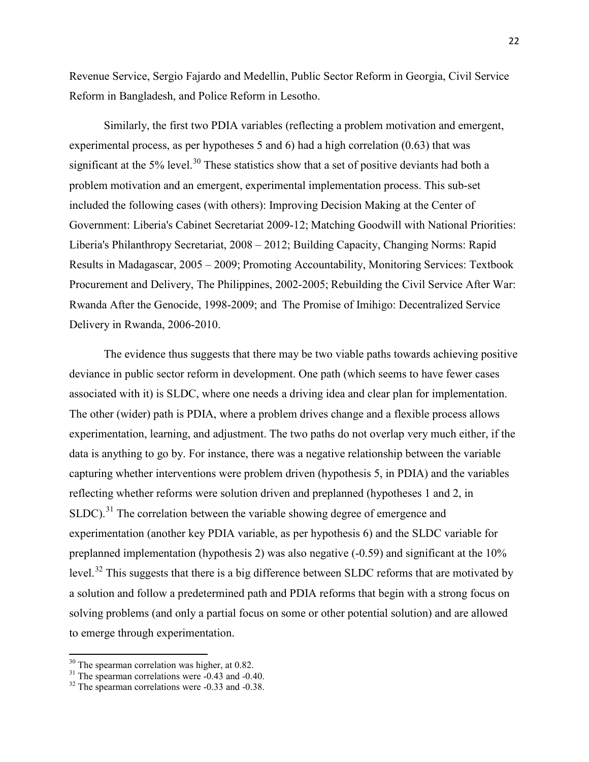Revenue Service, Sergio Fajardo and Medellin, Public Sector Reform in Georgia, Civil Service Reform in Bangladesh, and Police Reform in Lesotho.

Similarly, the first two PDIA variables (reflecting a problem motivation and emergent, experimental process, as per hypotheses 5 and 6) had a high correlation (0.63) that was significant at the 5% level.[30] These statistics show that a set of positive deviants had both a problem motivation and an emergent, experimental implementation process. This sub-set included the following cases (with others): Improving Decision Making at the Center of Government: Liberia's Cabinet Secretariat 2009-12; Matching Goodwill with National Priorities: Liberia's Philanthropy Secretariat, 2008 – 2012; Building Capacity, Changing Norms: Rapid Results in Madagascar, 2005 – 2009; Promoting Accountability, Monitoring Services: Textbook Procurement and Delivery, The Philippines, 2002-2005; Rebuilding the Civil Service After War: Rwanda After the Genocide, 1998-2009; and The Promise of Imihigo: Decentralized Service Delivery in Rwanda, 2006-2010.

The evidence thus suggests that there may be two viable paths towards achieving positive deviance in public sector reform in development. One path (which seems to have fewer cases associated with it) is SLDC, where one needs a driving idea and clear plan for implementation. The other (wider) path is PDIA, where a problem drives change and a flexible process allows experimentation, learning, and adjustment. The two paths do not overlap very much either, if the data is anything to go by. For instance, there was a negative relationship between the variable capturing whether interventions were problem driven (hypothesis 5, in PDIA) and the variables reflecting whether reforms were solution driven and preplanned (hypotheses 1 and 2, in SLDC).[31] The correlation between the variable showing degree of emergence and experimentation (another key PDIA variable, as per hypothesis 6) and the SLDC variable for preplanned implementation (hypothesis 2) was also negative (-0.59) and significant at the 10% level.[32] This suggests that there is a big difference between SLDC reforms that are motivated by a solution and follow a predetermined path and PDIA reforms that begin with a strong focus on solving problems (and only a partial focus on some or other potential solution) and are allowed to emerge through experimentation.

[30] The spearman correlation was higher, at 0.82.

[31] The spearman correlations were -0.43 and -0.40.

[32] The spearman correlations were -0.33 and -0.38.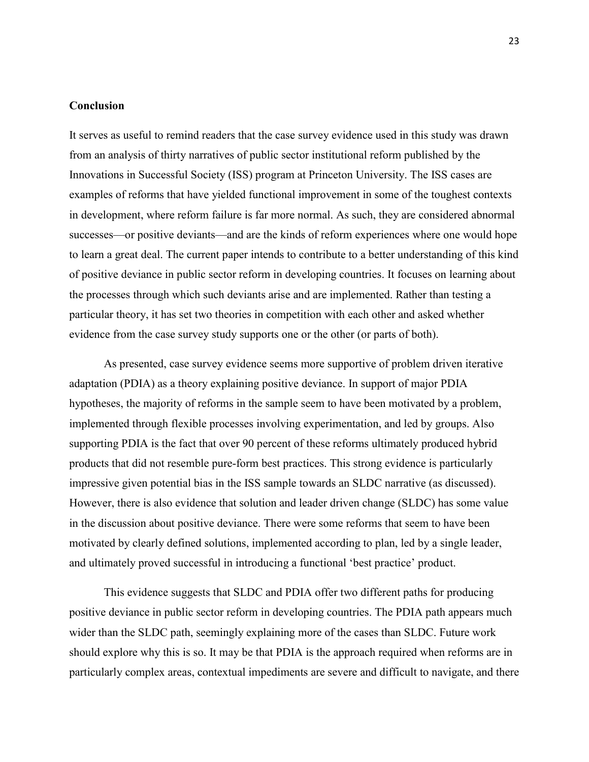## Conclusion

It serves as useful to remind readers that the case survey evidence used in this study was drawn from an analysis of thirty narratives of public sector institutional reform published by the Innovations in Successful Society (ISS) program at Princeton University. The ISS cases are examples of reforms that have yielded functional improvement in some of the toughest contexts in development, where reform failure is far more normal. As such, they are considered abnormal successes—or positive deviants—and are the kinds of reform experiences where one would hope to learn a great deal. The current paper intends to contribute to a better understanding of this kind of positive deviance in public sector reform in developing countries. It focuses on learning about the processes through which such deviants arise and are implemented. Rather than testing a particular theory, it has set two theories in competition with each other and asked whether evidence from the case survey study supports one or the other (or parts of both).

As presented, case survey evidence seems more supportive of problem driven iterative adaptation (PDIA) as a theory explaining positive deviance. In support of major PDIA hypotheses, the majority of reforms in the sample seem to have been motivated by a problem, implemented through flexible processes involving experimentation, and led by groups. Also supporting PDIA is the fact that over 90 percent of these reforms ultimately produced hybrid products that did not resemble pure-form best practices. This strong evidence is particularly impressive given potential bias in the ISS sample towards an SLDC narrative (as discussed). However, there is also evidence that solution and leader driven change (SLDC) has some value in the discussion about positive deviance. There were some reforms that seem to have been motivated by clearly defined solutions, implemented according to plan, led by a single leader, and ultimately proved successful in introducing a functional 'best practice' product.

This evidence suggests that SLDC and PDIA offer two different paths for producing positive deviance in public sector reform in developing countries. The PDIA path appears much wider than the SLDC path, seemingly explaining more of the cases than SLDC. Future work should explore why this is so. It may be that PDIA is the approach required when reforms are in particularly complex areas, contextual impediments are severe and difficult to navigate, and there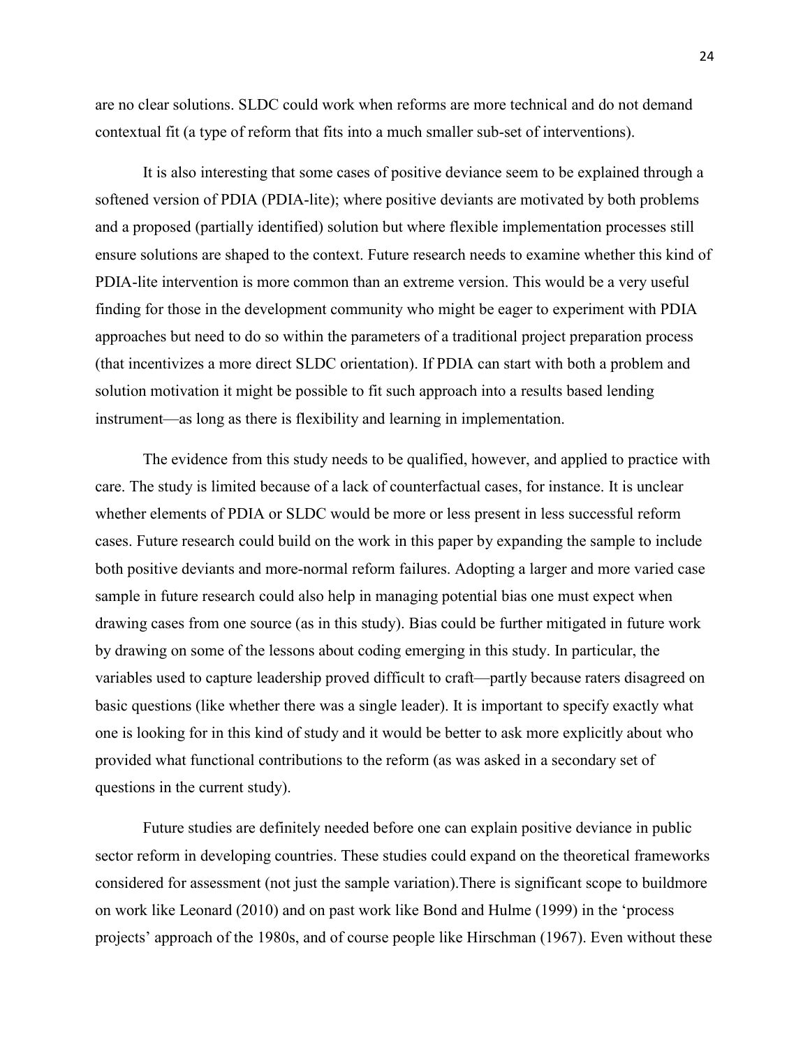are no clear solutions. SLDC could work when reforms are more technical and do not demand contextual fit (a type of reform that fits into a much smaller sub-set of interventions).

It is also interesting that some cases of positive deviance seem to be explained through a softened version of PDIA (PDIA-lite); where positive deviants are motivated by both problems and a proposed (partially identified) solution but where flexible implementation processes still ensure solutions are shaped to the context. Future research needs to examine whether this kind of PDIA-lite intervention is more common than an extreme version. This would be a very useful finding for those in the development community who might be eager to experiment with PDIA approaches but need to do so within the parameters of a traditional project preparation process (that incentivizes a more direct SLDC orientation). If PDIA can start with both a problem and solution motivation it might be possible to fit such approach into a results based lending instrument—as long as there is flexibility and learning in implementation.

The evidence from this study needs to be qualified, however, and applied to practice with care. The study is limited because of a lack of counterfactual cases, for instance. It is unclear whether elements of PDIA or SLDC would be more or less present in less successful reform cases. Future research could build on the work in this paper by expanding the sample to include both positive deviants and more-normal reform failures. Adopting a larger and more varied case sample in future research could also help in managing potential bias one must expect when drawing cases from one source (as in this study). Bias could be further mitigated in future work by drawing on some of the lessons about coding emerging in this study. In particular, the variables used to capture leadership proved difficult to craft—partly because raters disagreed on basic questions (like whether there was a single leader). It is important to specify exactly what one is looking for in this kind of study and it would be better to ask more explicitly about who provided what functional contributions to the reform (as was asked in a secondary set of questions in the current study).

Future studies are definitely needed before one can explain positive deviance in public sector reform in developing countries. These studies could expand on the theoretical frameworks considered for assessment (not just the sample variation).There is significant scope to buildmore on work like Leonard (2010) and on past work like Bond and Hulme (1999) in the 'process projects' approach of the 1980s, and of course people like Hirschman (1967). Even without these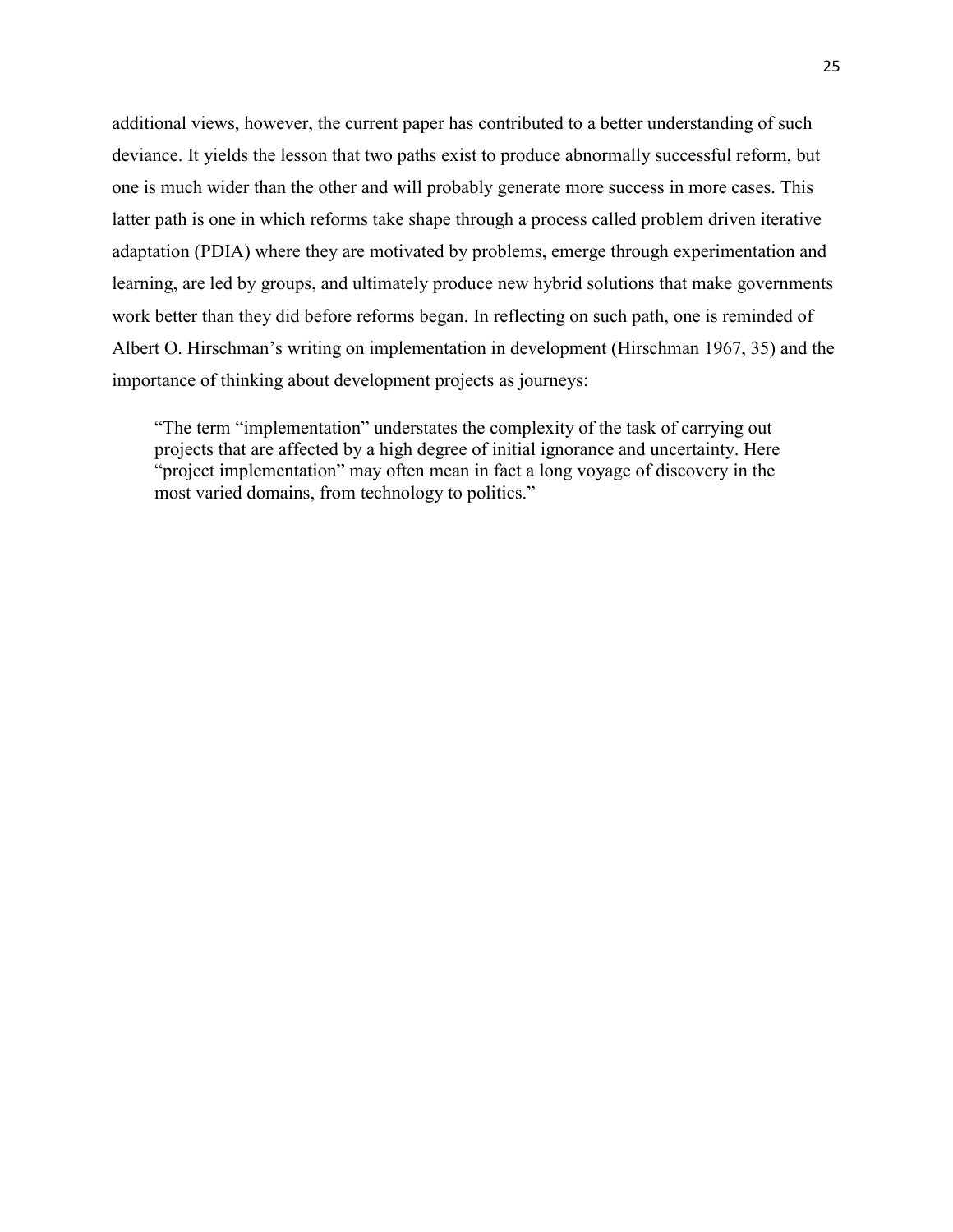additional views, however, the current paper has contributed to a better understanding of such deviance. It yields the lesson that two paths exist to produce abnormally successful reform, but one is much wider than the other and will probably generate more success in more cases. This latter path is one in which reforms take shape through a process called problem driven iterative adaptation (PDIA) where they are motivated by problems, emerge through experimentation and learning, are led by groups, and ultimately produce new hybrid solutions that make governments work better than they did before reforms began. In reflecting on such path, one is reminded of Albert O. Hirschman's writing on implementation in development (Hirschman 1967, 35) and the importance of thinking about development projects as journeys:

> "The term "implementation" understates the complexity of the task of carrying out projects that are affected by a high degree of initial ignorance and uncertainty. Here "project implementation" may often mean in fact a long voyage of discovery in the most varied domains, from technology to politics."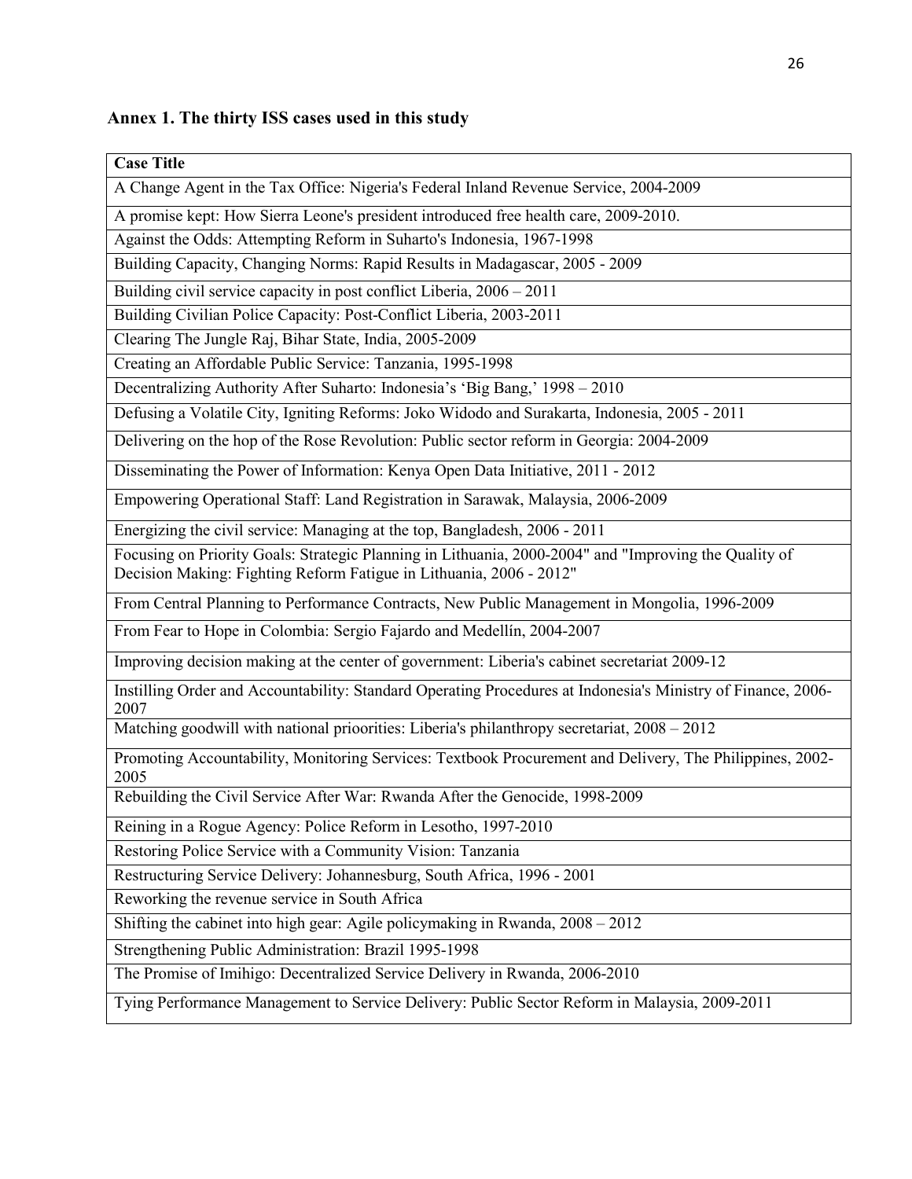## Annex 1. The thirty ISS cases used in this study

| Case Title |
|---|
| A Change Agent in the Tax Office: Nigeria's Federal Inland Revenue Service, 2004-2009 |
| A promise kept: How Sierra Leone's president introduced free health care, 2009-2010. |
| Against the Odds: Attempting Reform in Suharto's Indonesia, 1967-1998 |
| Building Capacity, Changing Norms: Rapid Results in Madagascar, 2005 - 2009 |
| Building civil service capacity in post conflict Liberia, 2006 – 2011 |
| Building Civilian Police Capacity: Post-Conflict Liberia, 2003-2011 |
| Clearing The Jungle Raj, Bihar State, India, 2005-2009 |
| Creating an Affordable Public Service: Tanzania, 1995-1998 |
| Decentralizing Authority After Suharto: Indonesia's 'Big Bang,' 1998 – 2010 |
| Defusing a Volatile City, Igniting Reforms: Joko Widodo and Surakarta, Indonesia, 2005 - 2011 |
| Delivering on the hop of the Rose Revolution: Public sector reform in Georgia: 2004-2009 |
| Disseminating the Power of Information: Kenya Open Data Initiative, 2011 - 2012 |
| Empowering Operational Staff: Land Registration in Sarawak, Malaysia, 2006-2009 |
| Energizing the civil service: Managing at the top, Bangladesh, 2006 - 2011 |
| Focusing on Priority Goals: Strategic Planning in Lithuania, 2000-2004" and "Improving the Quality of Decision Making: Fighting Reform Fatigue in Lithuania, 2006 - 2012" |
| From Central Planning to Performance Contracts, New Public Management in Mongolia, 1996-2009 |
| From Fear to Hope in Colombia: Sergio Fajardo and Medellín, 2004-2007 |
| Improving decision making at the center of government: Liberia's cabinet secretariat 2009-12 |
| Instilling Order and Accountability: Standard Operating Procedures at Indonesia's Ministry of Finance, 2006-2007 |
| Matching goodwill with national prioorities: Liberia's philanthropy secretariat, 2008 – 2012 |
| Promoting Accountability, Monitoring Services: Textbook Procurement and Delivery, The Philippines, 2002-2005 |
| Rebuilding the Civil Service After War: Rwanda After the Genocide, 1998-2009 |
| Reining in a Rogue Agency: Police Reform in Lesotho, 1997-2010 |
| Restoring Police Service with a Community Vision: Tanzania |
| Restructuring Service Delivery: Johannesburg, South Africa, 1996 - 2001 |
| Reworking the revenue service in South Africa |
| Shifting the cabinet into high gear: Agile policymaking in Rwanda, 2008 – 2012 |
| Strengthening Public Administration: Brazil 1995-1998 |
| The Promise of Imihigo: Decentralized Service Delivery in Rwanda, 2006-2010 |
| Tying Performance Management to Service Delivery: Public Sector Reform in Malaysia, 2009-2011 |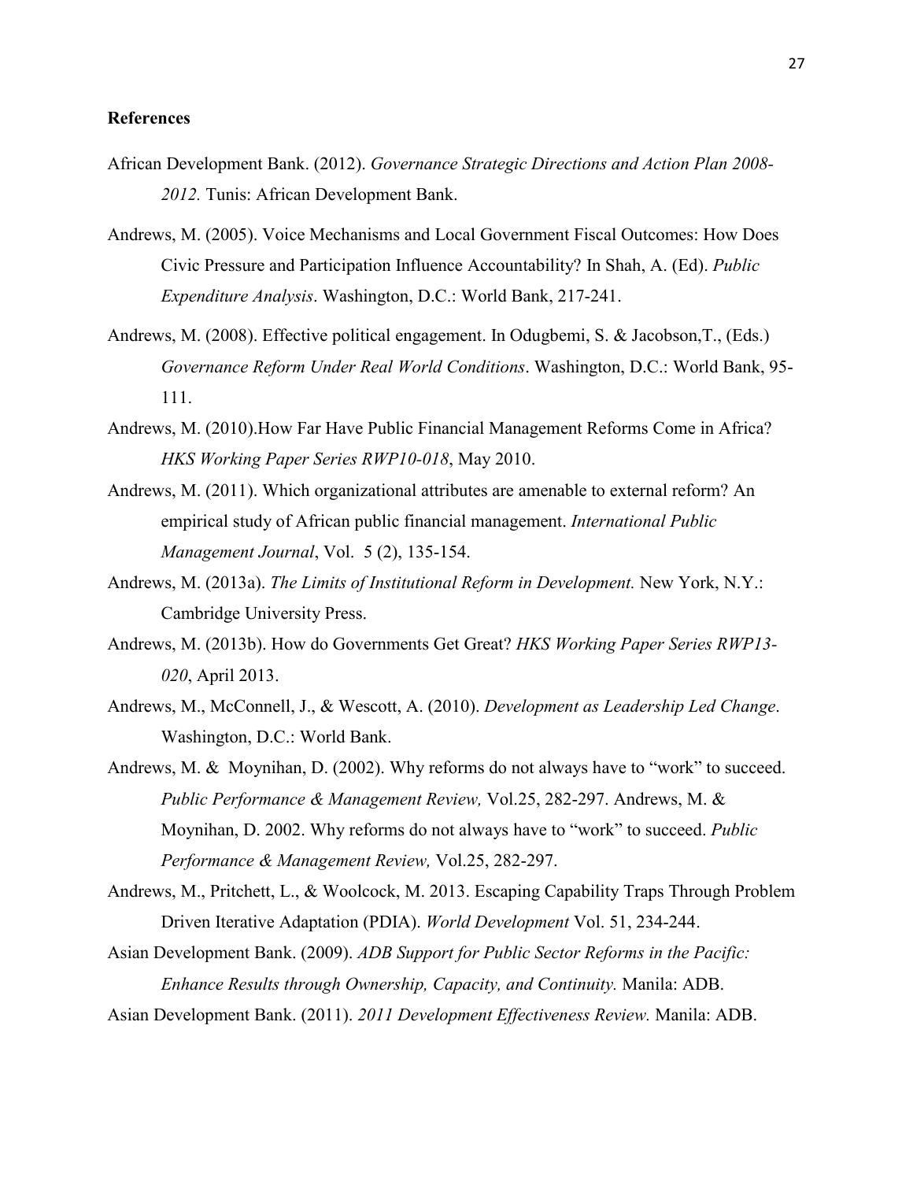**References**

African Development Bank. (2012). *Governance Strategic Directions and Action Plan 2008-2012.* Tunis: African Development Bank.

Andrews, M. (2005). Voice Mechanisms and Local Government Fiscal Outcomes: How Does Civic Pressure and Participation Influence Accountability? In Shah, A. (Ed). *Public Expenditure Analysis*. Washington, D.C.: World Bank, 217-241.

Andrews, M. (2008). Effective political engagement. In Odugbemi, S. & Jacobson,T., (Eds.) *Governance Reform Under Real World Conditions*. Washington, D.C.: World Bank, 95-111.

Andrews, M. (2010).How Far Have Public Financial Management Reforms Come in Africa? *HKS Working Paper Series RWP10-018*, May 2010.

Andrews, M. (2011). Which organizational attributes are amenable to external reform? An empirical study of African public financial management. *International Public Management Journal*, Vol. 5 (2), 135-154.

Andrews, M. (2013a). *The Limits of Institutional Reform in Development.* New York, N.Y.: Cambridge University Press.

Andrews, M. (2013b). How do Governments Get Great? *HKS Working Paper Series RWP13-020*, April 2013.

Andrews, M., McConnell, J., & Wescott, A. (2010). *Development as Leadership Led Change*. Washington, D.C.: World Bank.

Andrews, M. & Moynihan, D. (2002). Why reforms do not always have to "work" to succeed. *Public Performance & Management Review,* Vol.25, 282-297. Andrews, M. & Moynihan, D. 2002. Why reforms do not always have to "work" to succeed. *Public Performance & Management Review,* Vol.25, 282-297.

Andrews, M., Pritchett, L., & Woolcock, M. 2013. Escaping Capability Traps Through Problem Driven Iterative Adaptation (PDIA). *World Development* Vol. 51, 234-244.

Asian Development Bank. (2009). *ADB Support for Public Sector Reforms in the Pacific: Enhance Results through Ownership, Capacity, and Continuity.* Manila: ADB.

Asian Development Bank. (2011). *2011 Development Effectiveness Review.* Manila: ADB.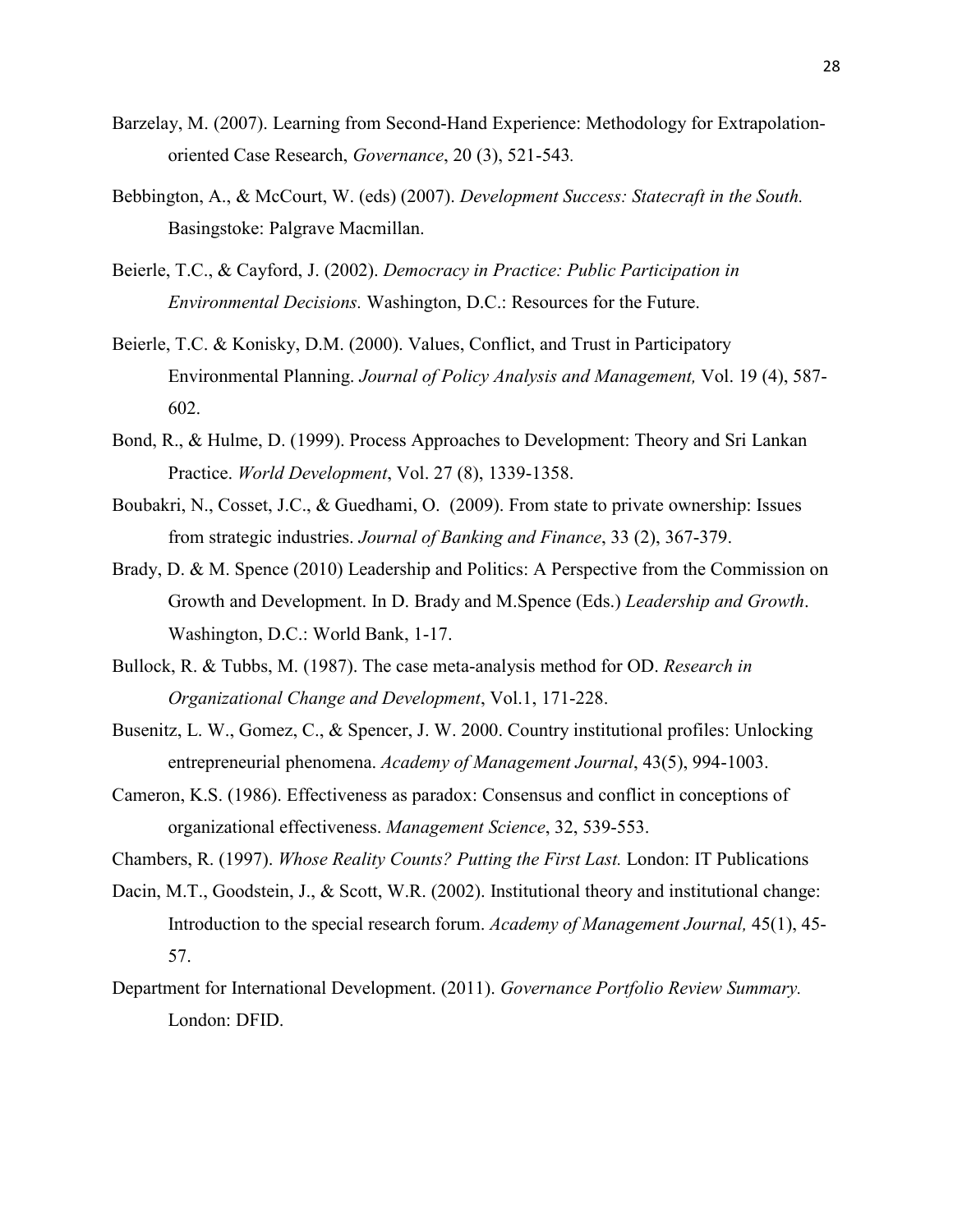Barzelay, M. (2007). Learning from Second-Hand Experience: Methodology for Extrapolation-oriented Case Research, *Governance*, 20 (3), 521-543*.*

Bebbington, A., & McCourt, W. (eds) (2007). *Development Success: Statecraft in the South.* Basingstoke: Palgrave Macmillan.

Beierle, T.C., & Cayford, J. (2002). *Democracy in Practice: Public Participation in Environmental Decisions.* Washington, D.C.: Resources for the Future.

Beierle, T.C. & Konisky, D.M. (2000). Values, Conflict, and Trust in Participatory Environmental Planning. *Journal of Policy Analysis and Management,* Vol. 19 (4), 587-602.

Bond, R., & Hulme, D. (1999). Process Approaches to Development: Theory and Sri Lankan Practice. *World Development*, Vol. 27 (8), 1339-1358.

Boubakri, N., Cosset, J.C., & Guedhami, O. (2009). From state to private ownership: Issues from strategic industries. *Journal of Banking and Finance*, 33 (2), 367-379.

Brady, D. & M. Spence (2010) Leadership and Politics: A Perspective from the Commission on Growth and Development. In D. Brady and M.Spence (Eds.) *Leadership and Growth*. Washington, D.C.: World Bank, 1-17.

Bullock, R. & Tubbs, M. (1987). The case meta-analysis method for OD. *Research in Organizational Change and Development*, Vol.1, 171-228.

Busenitz, L. W., Gomez, C., & Spencer, J. W. 2000. Country institutional profiles: Unlocking entrepreneurial phenomena. *Academy of Management Journal*, 43(5), 994-1003.

Cameron, K.S. (1986). Effectiveness as paradox: Consensus and conflict in conceptions of organizational effectiveness. *Management Science*, 32, 539-553.

Chambers, R. (1997). *Whose Reality Counts? Putting the First Last.* London: IT Publications

Dacin, M.T., Goodstein, J., & Scott, W.R. (2002). Institutional theory and institutional change: Introduction to the special research forum. *Academy of Management Journal,* 45(1), 45-57.

Department for International Development. (2011). *Governance Portfolio Review Summary.* London: DFID.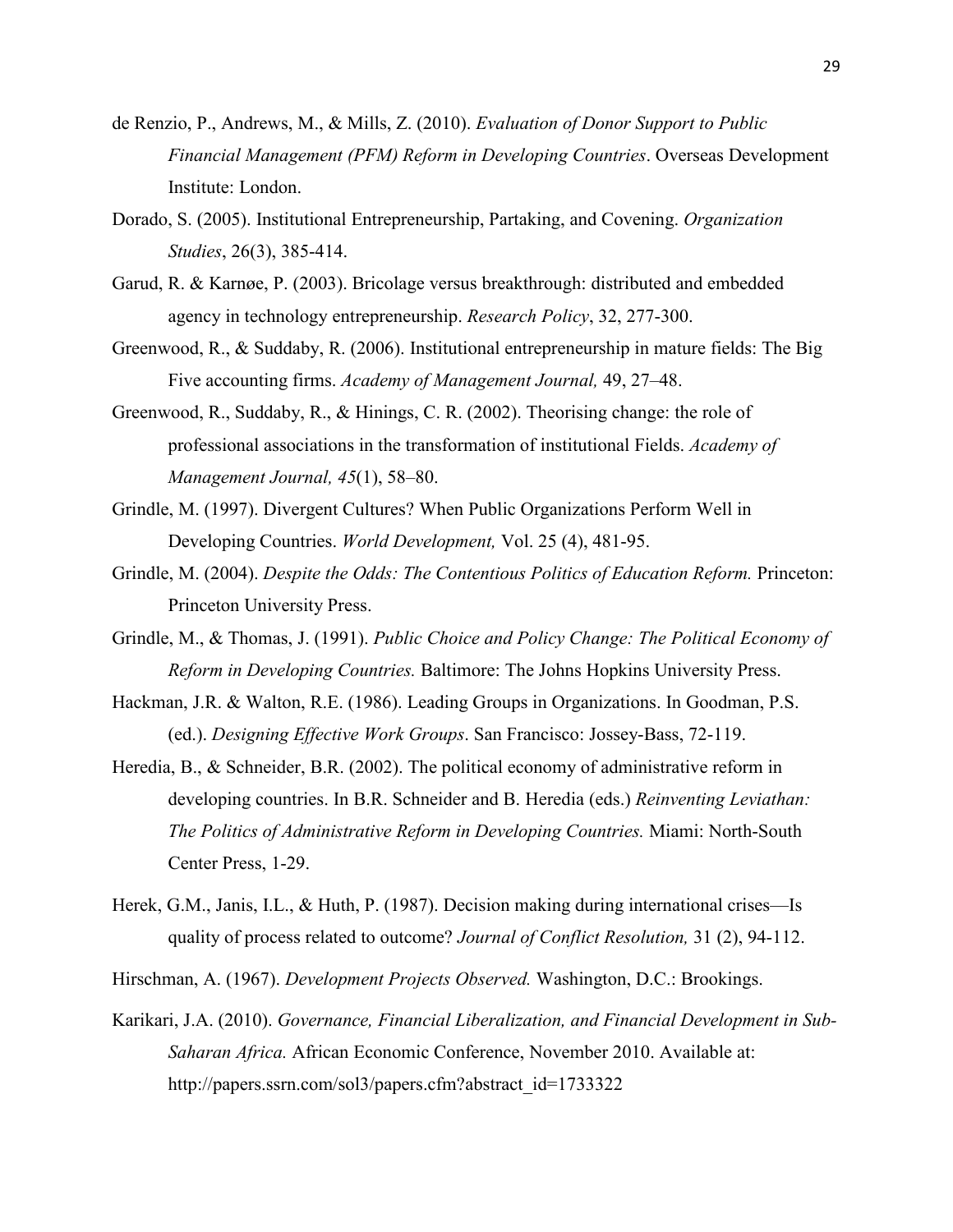de Renzio, P., Andrews, M., & Mills, Z. (2010). *Evaluation of Donor Support to Public Financial Management (PFM) Reform in Developing Countries*. Overseas Development Institute: London.

Dorado, S. (2005). Institutional Entrepreneurship, Partaking, and Covening. *Organization Studies*, 26(3), 385-414.

Garud, R. & Karnøe, P. (2003). Bricolage versus breakthrough: distributed and embedded agency in technology entrepreneurship. *Research Policy*, 32, 277-300.

Greenwood, R., & Suddaby, R. (2006). Institutional entrepreneurship in mature fields: The Big Five accounting firms. *Academy of Management Journal,* 49, 27–48.

Greenwood, R., Suddaby, R., & Hinings, C. R. (2002). Theorising change: the role of professional associations in the transformation of institutional Fields. *Academy of Management Journal, 45*(1), 58–80.

Grindle, M. (1997). Divergent Cultures? When Public Organizations Perform Well in Developing Countries. *World Development,* Vol. 25 (4), 481-95.

Grindle, M. (2004). *Despite the Odds: The Contentious Politics of Education Reform.* Princeton: Princeton University Press.

Grindle, M., & Thomas, J. (1991). *Public Choice and Policy Change: The Political Economy of Reform in Developing Countries.* Baltimore: The Johns Hopkins University Press.

Hackman, J.R. & Walton, R.E. (1986). Leading Groups in Organizations. In Goodman, P.S. (ed.). *Designing Effective Work Groups*. San Francisco: Jossey-Bass, 72-119.

Heredia, B., & Schneider, B.R. (2002). The political economy of administrative reform in developing countries. In B.R. Schneider and B. Heredia (eds.) *Reinventing Leviathan: The Politics of Administrative Reform in Developing Countries.* Miami: North-South Center Press, 1-29.

Herek, G.M., Janis, I.L., & Huth, P. (1987). Decision making during international crises—Is quality of process related to outcome? *Journal of Conflict Resolution,* 31 (2), 94-112.

Hirschman, A. (1967). *Development Projects Observed.* Washington, D.C.: Brookings.

Karikari, J.A. (2010). *Governance, Financial Liberalization, and Financial Development in Sub-Saharan Africa.* African Economic Conference, November 2010. Available at: http://papers.ssrn.com/sol3/papers.cfm?abstract_id=1733322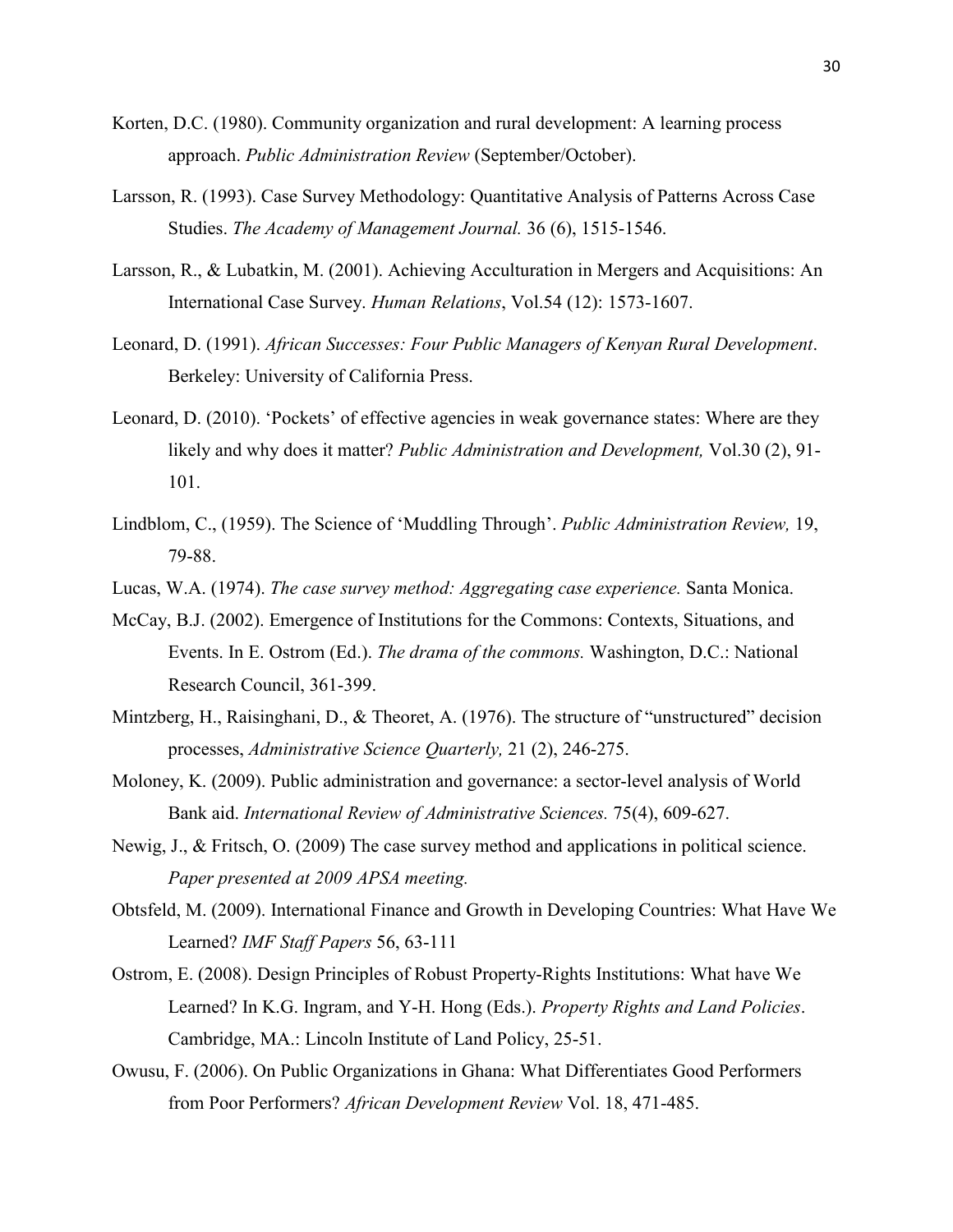Korten, D.C. (1980). Community organization and rural development: A learning process approach. *Public Administration Review* (September/October).

Larsson, R. (1993). Case Survey Methodology: Quantitative Analysis of Patterns Across Case Studies. *The Academy of Management Journal.* 36 (6), 1515-1546.

Larsson, R., & Lubatkin, M. (2001). Achieving Acculturation in Mergers and Acquisitions: An International Case Survey. *Human Relations*, Vol.54 (12): 1573-1607.

Leonard, D. (1991). *African Successes: Four Public Managers of Kenyan Rural Development*. Berkeley: University of California Press.

Leonard, D. (2010). 'Pockets' of effective agencies in weak governance states: Where are they likely and why does it matter? *Public Administration and Development,* Vol.30 (2), 91-101.

Lindblom, C., (1959). The Science of 'Muddling Through'. *Public Administration Review,* 19, 79-88.

Lucas, W.A. (1974). *The case survey method: Aggregating case experience.* Santa Monica.

McCay, B.J. (2002). Emergence of Institutions for the Commons: Contexts, Situations, and Events. In E. Ostrom (Ed.). *The drama of the commons.* Washington, D.C.: National Research Council, 361-399.

Mintzberg, H., Raisinghani, D., & Theoret, A. (1976). The structure of "unstructured" decision processes, *Administrative Science Quarterly,* 21 (2), 246-275.

Moloney, K. (2009). Public administration and governance: a sector-level analysis of World Bank aid. *International Review of Administrative Sciences.* 75(4), 609-627.

Newig, J., & Fritsch, O. (2009) The case survey method and applications in political science. *Paper presented at 2009 APSA meeting.*

Obtsfeld, M. (2009). International Finance and Growth in Developing Countries: What Have We Learned? *IMF Staff Papers* 56, 63-111

Ostrom, E. (2008). Design Principles of Robust Property-Rights Institutions: What have We Learned? In K.G. Ingram, and Y-H. Hong (Eds.). *Property Rights and Land Policies*. Cambridge, MA.: Lincoln Institute of Land Policy, 25-51.

Owusu, F. (2006). On Public Organizations in Ghana: What Differentiates Good Performers from Poor Performers? *African Development Review* Vol. 18, 471-485.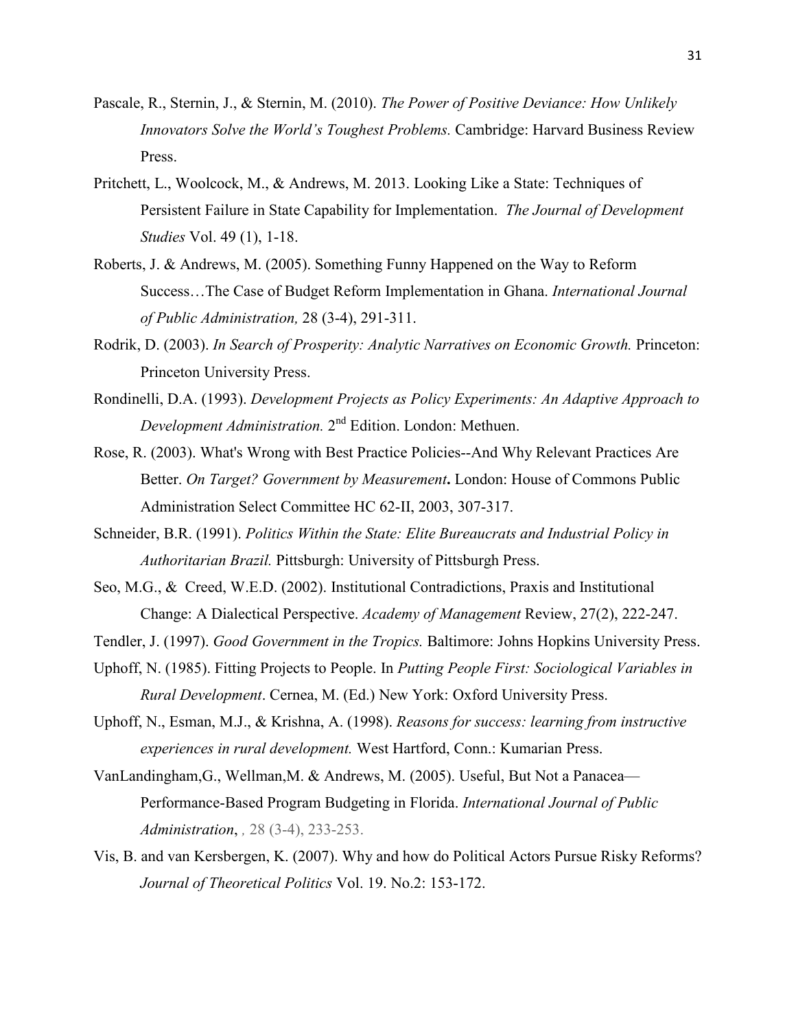Pascale, R., Sternin, J., & Sternin, M. (2010). *The Power of Positive Deviance: How Unlikely Innovators Solve the World's Toughest Problems.* Cambridge: Harvard Business Review Press.

Pritchett, L., Woolcock, M., & Andrews, M. 2013. Looking Like a State: Techniques of Persistent Failure in State Capability for Implementation. *The Journal of Development Studies* Vol. 49 (1), 1-18.

Roberts, J. & Andrews, M. (2005). Something Funny Happened on the Way to Reform Success…The Case of Budget Reform Implementation in Ghana. *International Journal of Public Administration,* 28 (3-4), 291-311.

Rodrik, D. (2003). *In Search of Prosperity: Analytic Narratives on Economic Growth.* Princeton: Princeton University Press.

Rondinelli, D.A. (1993). *Development Projects as Policy Experiments: An Adaptive Approach to Development Administration.* 2nd Edition. London: Methuen.

Rose, R. (2003). What's Wrong with Best Practice Policies--And Why Relevant Practices Are Better. *On Target? Government by Measurement***.** London: House of Commons Public Administration Select Committee HC 62-II, 2003, 307-317.

Schneider, B.R. (1991). *Politics Within the State: Elite Bureaucrats and Industrial Policy in Authoritarian Brazil.* Pittsburgh: University of Pittsburgh Press.

Seo, M.G., & Creed, W.E.D. (2002). Institutional Contradictions, Praxis and Institutional Change: A Dialectical Perspective. *Academy of Management* Review, 27(2), 222-247.

Tendler, J. (1997). *Good Government in the Tropics.* Baltimore: Johns Hopkins University Press.

Uphoff, N. (1985). Fitting Projects to People. In *Putting People First: Sociological Variables in Rural Development*. Cernea, M. (Ed.) New York: Oxford University Press.

Uphoff, N., Esman, M.J., & Krishna, A. (1998). *Reasons for success: learning from instructive experiences in rural development.* West Hartford, Conn.: Kumarian Press.

VanLandingham,G., Wellman,M. & Andrews, M. (2005). Useful, But Not a Panacea—Performance-Based Program Budgeting in Florida. *International Journal of Public Administration*, *,* 28 (3-4), 233-253.

Vis, B. and van Kersbergen, K. (2007). Why and how do Political Actors Pursue Risky Reforms? *Journal of Theoretical Politics* Vol. 19. No.2: 153-172.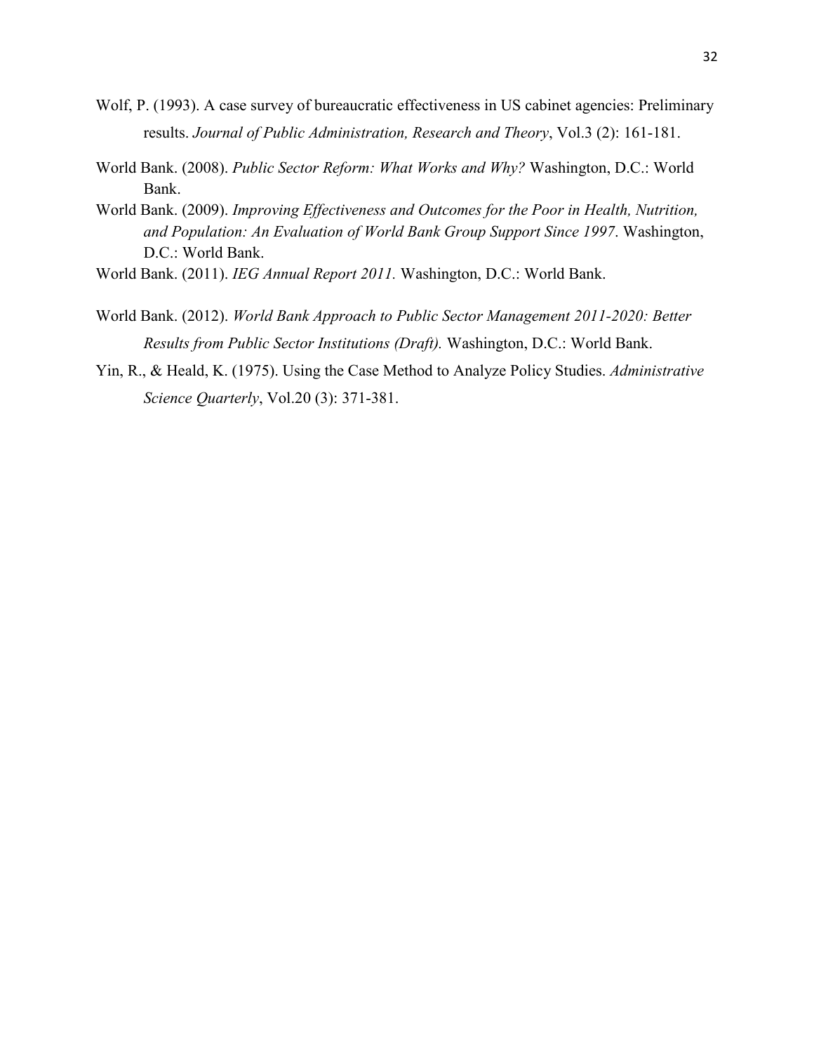Wolf, P. (1993). A case survey of bureaucratic effectiveness in US cabinet agencies: Preliminary results. *Journal of Public Administration, Research and Theory*, Vol.3 (2): 161-181.

World Bank. (2008). *Public Sector Reform: What Works and Why?* Washington, D.C.: World Bank.

World Bank. (2009). *Improving Effectiveness and Outcomes for the Poor in Health, Nutrition, and Population: An Evaluation of World Bank Group Support Since 1997*. Washington, D.C.: World Bank.

World Bank. (2011). *IEG Annual Report 2011.* Washington, D.C.: World Bank.

World Bank. (2012). *World Bank Approach to Public Sector Management 2011-2020: Better Results from Public Sector Institutions (Draft).* Washington, D.C.: World Bank.

Yin, R., & Heald, K. (1975). Using the Case Method to Analyze Policy Studies. *Administrative Science Quarterly*, Vol.20 (3): 371-381.